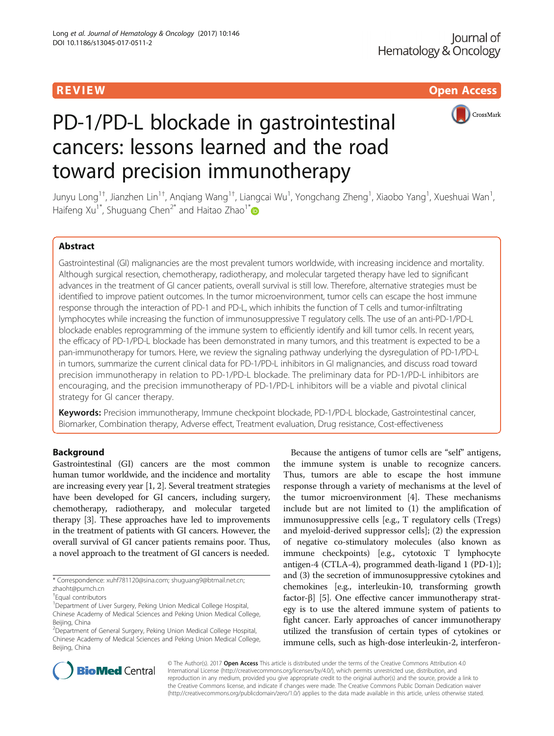REVIEW Open Access

# PD-1/PD-L blockade in gastrointestinal cancers: lessons learned and the road toward precision immunotherapy

Junyu Long[1†], Jianzhen Lin[1†], Anqiang Wang[1†], Liangcai Wu[1], Yongchang Zheng[1], Xiaobo Yang[1], Xueshuai Wan[1], Haifeng Xu[1*], Shuguang Chen[2*] and Haitao Zhao[1*]

## Abstract

Gastrointestinal (GI) malignancies are the most prevalent tumors worldwide, with increasing incidence and mortality. Although surgical resection, chemotherapy, radiotherapy, and molecular targeted therapy have led to significant advances in the treatment of GI cancer patients, overall survival is still low. Therefore, alternative strategies must be identified to improve patient outcomes. In the tumor microenvironment, tumor cells can escape the host immune response through the interaction of PD-1 and PD-L, which inhibits the function of T cells and tumor-infiltrating lymphocytes while increasing the function of immunosuppressive T regulatory cells. The use of an anti-PD-1/PD-L blockade enables reprogramming of the immune system to efficiently identify and kill tumor cells. In recent years, the efficacy of PD-1/PD-L blockade has been demonstrated in many tumors, and this treatment is expected to be a pan-immunotherapy for tumors. Here, we review the signaling pathway underlying the dysregulation of PD-1/PD-L in tumors, summarize the current clinical data for PD-1/PD-L inhibitors in GI malignancies, and discuss road toward precision immunotherapy in relation to PD-1/PD-L blockade. The preliminary data for PD-1/PD-L inhibitors are encouraging, and the precision immunotherapy of PD-1/PD-L inhibitors will be a viable and pivotal clinical strategy for GI cancer therapy.

**Keywords:** Precision immunotherapy, Immune checkpoint blockade, PD-1/PD-L blockade, Gastrointestinal cancer, Biomarker, Combination therapy, Adverse effect, Treatment evaluation, Drug resistance, Cost-effectiveness

## Background

Gastrointestinal (GI) cancers are the most common human tumor worldwide, and the incidence and mortality are increasing every year [1, 2]. Several treatment strategies have been developed for GI cancers, including surgery, chemotherapy, radiotherapy, and molecular targeted therapy [3]. These approaches have led to improvements in the treatment of patients with GI cancers. However, the overall survival of GI cancer patients remains poor. Thus, a novel approach to the treatment of GI cancers is needed.

Because the antigens of tumor cells are "self" antigens, the immune system is unable to recognize cancers. Thus, tumors are able to escape the host immune response through a variety of mechanisms at the level of the tumor microenvironment [4]. These mechanisms include but are not limited to (1) the amplification of immunosuppressive cells [e.g., T regulatory cells (Tregs) and myeloid-derived suppressor cells]; (2) the expression of negative co-stimulatory molecules (also known as immune checkpoints) [e.g., cytotoxic T lymphocyte antigen-4 (CTLA-4), programmed death-ligand 1 (PD-1)]; and (3) the secretion of immunosuppressive cytokines and chemokines [e.g., interleukin-10, transforming growth factor-β] [5]. One effective cancer immunotherapy strategy is to use the altered immune system of patients to fight cancer. Early approaches of cancer immunotherapy utilized the transfusion of certain types of cytokines or immune cells, such as high-dose interleukin-2, interferon-

* Correspondence: xuhf781120@sina.com; shuguang9@btmail.net.cn; zhaoht@pumch.cn

†Equal contributors

[1]Department of Liver Surgery, Peking Union Medical College Hospital, Chinese Academy of Medical Sciences and Peking Union Medical College, Beijing, China

[2]Department of General Surgery, Peking Union Medical College Hospital, Chinese Academy of Medical Sciences and Peking Union Medical College, Beijing, China

© The Author(s). 2017 **Open Access** This article is distributed under the terms of the Creative Commons Attribution 4.0 International License (http://creativecommons.org/licenses/by/4.0/), which permits unrestricted use, distribution, and reproduction in any medium, provided you give appropriate credit to the original author(s) and the source, provide a link to the Creative Commons license, and indicate if changes were made. The Creative Commons Public Domain Dedication waiver (http://creativecommons.org/publicdomain/zero/1.0/) applies to the data made available in this article, unless otherwise stated.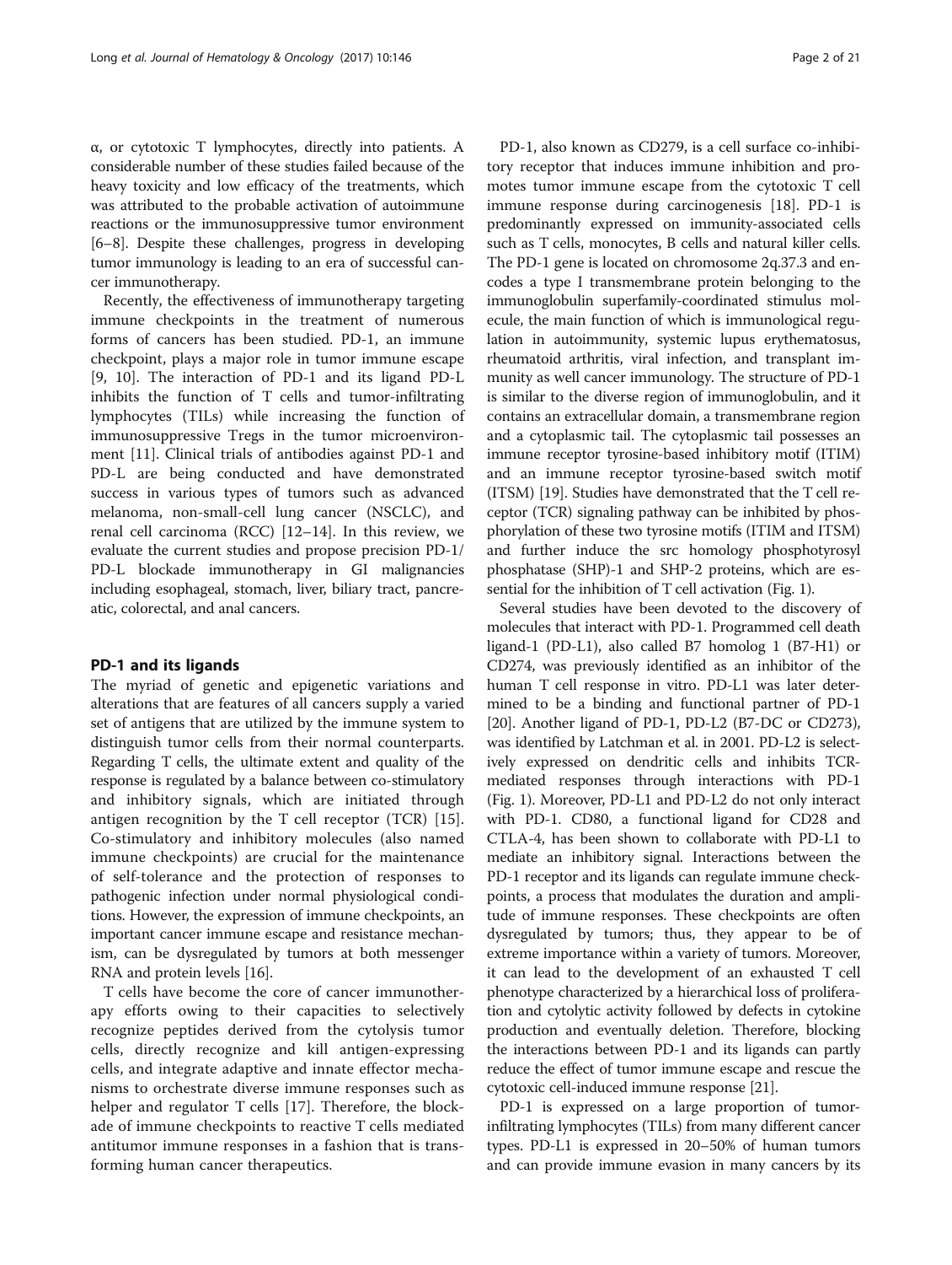α, or cytotoxic T lymphocytes, directly into patients. A considerable number of these studies failed because of the heavy toxicity and low efficacy of the treatments, which was attributed to the probable activation of autoimmune reactions or the immunosuppressive tumor environment [6–8]. Despite these challenges, progress in developing tumor immunology is leading to an era of successful cancer immunotherapy.

Recently, the effectiveness of immunotherapy targeting immune checkpoints in the treatment of numerous forms of cancers has been studied. PD-1, an immune checkpoint, plays a major role in tumor immune escape [9, 10]. The interaction of PD-1 and its ligand PD-L inhibits the function of T cells and tumor-infiltrating lymphocytes (TILs) while increasing the function of immunosuppressive Tregs in the tumor microenvironment [11]. Clinical trials of antibodies against PD-1 and PD-L are being conducted and have demonstrated success in various types of tumors such as advanced melanoma, non-small-cell lung cancer (NSCLC), and renal cell carcinoma (RCC) [12–14]. In this review, we evaluate the current studies and propose precision PD-1/PD-L blockade immunotherapy in GI malignancies including esophageal, stomach, liver, biliary tract, pancreatic, colorectal, and anal cancers.

## PD-1 and its ligands

The myriad of genetic and epigenetic variations and alterations that are features of all cancers supply a varied set of antigens that are utilized by the immune system to distinguish tumor cells from their normal counterparts. Regarding T cells, the ultimate extent and quality of the response is regulated by a balance between co-stimulatory and inhibitory signals, which are initiated through antigen recognition by the T cell receptor (TCR) [15]. Co-stimulatory and inhibitory molecules (also named immune checkpoints) are crucial for the maintenance of self-tolerance and the protection of responses to pathogenic infection under normal physiological conditions. However, the expression of immune checkpoints, an important cancer immune escape and resistance mechanism, can be dysregulated by tumors at both messenger RNA and protein levels [16].

T cells have become the core of cancer immunotherapy efforts owing to their capacities to selectively recognize peptides derived from the cytolysis tumor cells, directly recognize and kill antigen-expressing cells, and integrate adaptive and innate effector mechanisms to orchestrate diverse immune responses such as helper and regulator T cells [17]. Therefore, the blockade of immune checkpoints to reactive T cells mediated antitumor immune responses in a fashion that is transforming human cancer therapeutics.

PD-1, also known as CD279, is a cell surface co-inhibitory receptor that induces immune inhibition and promotes tumor immune escape from the cytotoxic T cell immune response during carcinogenesis [18]. PD-1 is predominantly expressed on immunity-associated cells such as T cells, monocytes, B cells and natural killer cells. The PD-1 gene is located on chromosome 2q.37.3 and encodes a type I transmembrane protein belonging to the immunoglobulin superfamily-coordinated stimulus molecule, the main function of which is immunological regulation in autoimmunity, systemic lupus erythematosus, rheumatoid arthritis, viral infection, and transplant immunity as well cancer immunology. The structure of PD-1 is similar to the diverse region of immunoglobulin, and it contains an extracellular domain, a transmembrane region and a cytoplasmic tail. The cytoplasmic tail possesses an immune receptor tyrosine-based inhibitory motif (ITIM) and an immune receptor tyrosine-based switch motif (ITSM) [19]. Studies have demonstrated that the T cell receptor (TCR) signaling pathway can be inhibited by phosphorylation of these two tyrosine motifs (ITIM and ITSM) and further induce the src homology phosphotyrosyl phosphatase (SHP)-1 and SHP-2 proteins, which are essential for the inhibition of T cell activation (Fig. 1).

Several studies have been devoted to the discovery of molecules that interact with PD-1. Programmed cell death ligand-1 (PD-L1), also called B7 homolog 1 (B7-H1) or CD274, was previously identified as an inhibitor of the human T cell response in vitro. PD-L1 was later determined to be a binding and functional partner of PD-1 [20]. Another ligand of PD-1, PD-L2 (B7-DC or CD273), was identified by Latchman et al. in 2001. PD-L2 is selectively expressed on dendritic cells and inhibits TCR-mediated responses through interactions with PD-1 (Fig. 1). Moreover, PD-L1 and PD-L2 do not only interact with PD-1. CD80, a functional ligand for CD28 and CTLA-4, has been shown to collaborate with PD-L1 to mediate an inhibitory signal. Interactions between the PD-1 receptor and its ligands can regulate immune checkpoints, a process that modulates the duration and amplitude of immune responses. These checkpoints are often dysregulated by tumors; thus, they appear to be of extreme importance within a variety of tumors. Moreover, it can lead to the development of an exhausted T cell phenotype characterized by a hierarchical loss of proliferation and cytolytic activity followed by defects in cytokine production and eventually deletion. Therefore, blocking the interactions between PD-1 and its ligands can partly reduce the effect of tumor immune escape and rescue the cytotoxic cell-induced immune response [21].

PD-1 is expressed on a large proportion of tumor-infiltrating lymphocytes (TILs) from many different cancer types. PD-L1 is expressed in 20–50% of human tumors and can provide immune evasion in many cancers by its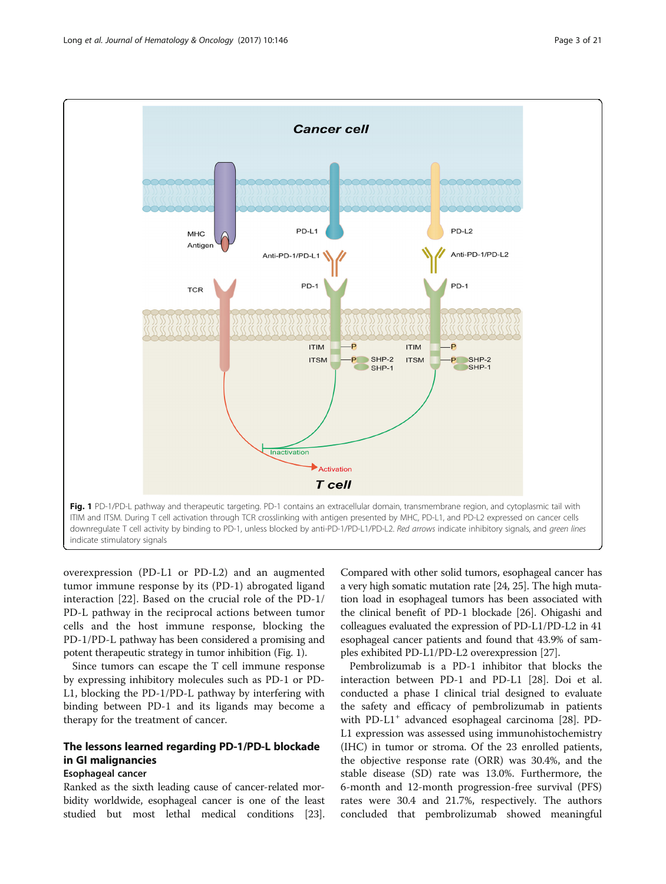**Fig. 1** PD-1/PD-L pathway and therapeutic targeting. PD-1 contains an extracellular domain, transmembrane region, and cytoplasmic tail with ITIM and ITSM. During T cell activation through TCR crosslinking with antigen presented by MHC, PD-L1, and PD-L2 expressed on cancer cells downregulate T cell activity by binding to PD-1, unless blocked by anti-PD-1/PD-L1/PD-L2. *Red arrows* indicate inhibitory signals, and *green lines* indicate stimulatory signals

overexpression (PD-L1 or PD-L2) and an augmented tumor immune response by its (PD-1) abrogated ligand interaction [22]. Based on the crucial role of the PD-1/PD-L pathway in the reciprocal actions between tumor cells and the host immune response, blocking the PD-1/PD-L pathway has been considered a promising and potent therapeutic strategy in tumor inhibition (Fig. 1).

Since tumors can escape the T cell immune response by expressing inhibitory molecules such as PD-1 or PD-L1, blocking the PD-1/PD-L pathway by interfering with binding between PD-1 and its ligands may become a therapy for the treatment of cancer.

## The lessons learned regarding PD-1/PD-L blockade in GI malignancies

### Esophageal cancer

Ranked as the sixth leading cause of cancer-related morbidity worldwide, esophageal cancer is one of the least studied but most lethal medical conditions [23]. Compared with other solid tumors, esophageal cancer has a very high somatic mutation rate [24, 25]. The high mutation load in esophageal tumors has been associated with the clinical benefit of PD-1 blockade [26]. Ohigashi and colleagues evaluated the expression of PD-L1/PD-L2 in 41 esophageal cancer patients and found that 43.9% of samples exhibited PD-L1/PD-L2 overexpression [27].

Pembrolizumab is a PD-1 inhibitor that blocks the interaction between PD-1 and PD-L1 [28]. Doi et al. conducted a phase I clinical trial designed to evaluate the safety and efficacy of pembrolizumab in patients with PD-L1$^{+}$ advanced esophageal carcinoma [28]. PD-L1 expression was assessed using immunohistochemistry (IHC) in tumor or stroma. Of the 23 enrolled patients, the objective response rate (ORR) was 30.4%, and the stable disease (SD) rate was 13.0%. Furthermore, the 6-month and 12-month progression-free survival (PFS) rates were 30.4 and 21.7%, respectively. The authors concluded that pembrolizumab showed meaningful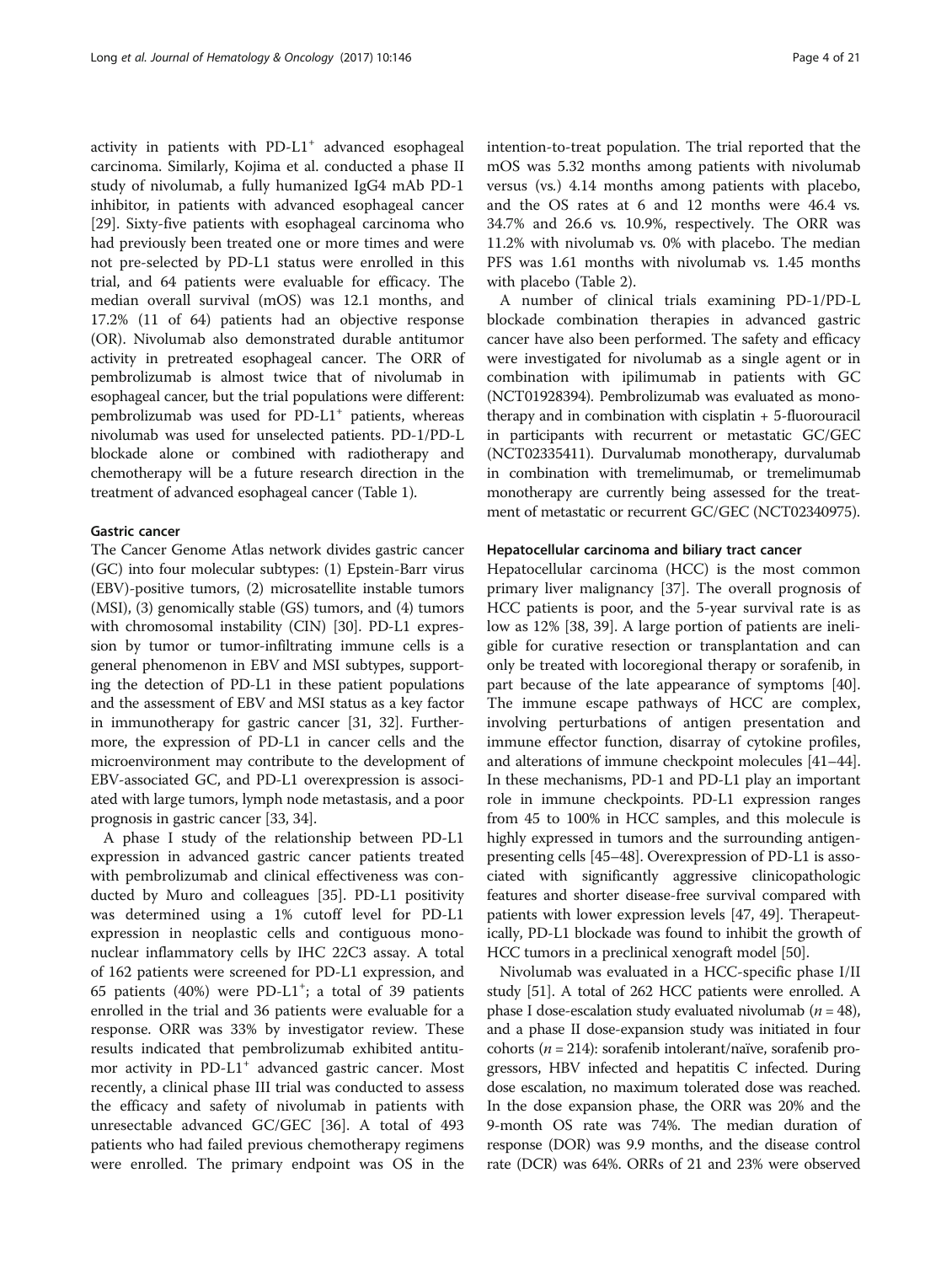activity in patients with PD-L1$^+$ advanced esophageal carcinoma. Similarly, Kojima et al. conducted a phase II study of nivolumab, a fully humanized IgG4 mAb PD-1 inhibitor, in patients with advanced esophageal cancer [29]. Sixty-five patients with esophageal carcinoma who had previously been treated one or more times and were not pre-selected by PD-L1 status were enrolled in this trial, and 64 patients were evaluable for efficacy. The median overall survival (mOS) was 12.1 months, and 17.2% (11 of 64) patients had an objective response (OR). Nivolumab also demonstrated durable antitumor activity in pretreated esophageal cancer. The ORR of pembrolizumab is almost twice that of nivolumab in esophageal cancer, but the trial populations were different: pembrolizumab was used for PD-L1$^+$ patients, whereas nivolumab was used for unselected patients. PD-1/PD-L blockade alone or combined with radiotherapy and chemotherapy will be a future research direction in the treatment of advanced esophageal cancer (Table 1).

#### Gastric cancer

The Cancer Genome Atlas network divides gastric cancer (GC) into four molecular subtypes: (1) Epstein-Barr virus (EBV)-positive tumors, (2) microsatellite instable tumors (MSI), (3) genomically stable (GS) tumors, and (4) tumors with chromosomal instability (CIN) [30]. PD-L1 expression by tumor or tumor-infiltrating immune cells is a general phenomenon in EBV and MSI subtypes, supporting the detection of PD-L1 in these patient populations and the assessment of EBV and MSI status as a key factor in immunotherapy for gastric cancer [31, 32]. Furthermore, the expression of PD-L1 in cancer cells and the microenvironment may contribute to the development of EBV-associated GC, and PD-L1 overexpression is associated with large tumors, lymph node metastasis, and a poor prognosis in gastric cancer [33, 34].

A phase I study of the relationship between PD-L1 expression in advanced gastric cancer patients treated with pembrolizumab and clinical effectiveness was conducted by Muro and colleagues [35]. PD-L1 positivity was determined using a 1% cutoff level for PD-L1 expression in neoplastic cells and contiguous mononuclear inflammatory cells by IHC 22C3 assay. A total of 162 patients were screened for PD-L1 expression, and 65 patients (40%) were PD-L1$^+$; a total of 39 patients enrolled in the trial and 36 patients were evaluable for a response. ORR was 33% by investigator review. These results indicated that pembrolizumab exhibited antitumor activity in PD-L1$^+$ advanced gastric cancer. Most recently, a clinical phase III trial was conducted to assess the efficacy and safety of nivolumab in patients with unresectable advanced GC/GEC [36]. A total of 493 patients who had failed previous chemotherapy regimens were enrolled. The primary endpoint was OS in the intention-to-treat population. The trial reported that the mOS was 5.32 months among patients with nivolumab versus (vs.) 4.14 months among patients with placebo, and the OS rates at 6 and 12 months were 46.4 vs. 34.7% and 26.6 vs. 10.9%, respectively. The ORR was 11.2% with nivolumab vs. 0% with placebo. The median PFS was 1.61 months with nivolumab vs. 1.45 months with placebo (Table 2).

A number of clinical trials examining PD-1/PD-L blockade combination therapies in advanced gastric cancer have also been performed. The safety and efficacy were investigated for nivolumab as a single agent or in combination with ipilimumab in patients with GC (NCT01928394). Pembrolizumab was evaluated as monotherapy and in combination with cisplatin + 5-fluorouracil in participants with recurrent or metastatic GC/GEC (NCT02335411). Durvalumab monotherapy, durvalumab in combination with tremelimumab, or tremelimumab monotherapy are currently being assessed for the treatment of metastatic or recurrent GC/GEC (NCT02340975).

#### Hepatocellular carcinoma and biliary tract cancer

Hepatocellular carcinoma (HCC) is the most common primary liver malignancy [37]. The overall prognosis of HCC patients is poor, and the 5-year survival rate is as low as 12% [38, 39]. A large portion of patients are ineligible for curative resection or transplantation and can only be treated with locoregional therapy or sorafenib, in part because of the late appearance of symptoms [40]. The immune escape pathways of HCC are complex, involving perturbations of antigen presentation and immune effector function, disarray of cytokine profiles, and alterations of immune checkpoint molecules [41–44]. In these mechanisms, PD-1 and PD-L1 play an important role in immune checkpoints. PD-L1 expression ranges from 45 to 100% in HCC samples, and this molecule is highly expressed in tumors and the surrounding antigen-presenting cells [45–48]. Overexpression of PD-L1 is associated with significantly aggressive clinicopathologic features and shorter disease-free survival compared with patients with lower expression levels [47, 49]. Therapeutically, PD-L1 blockade was found to inhibit the growth of HCC tumors in a preclinical xenograft model [50].

Nivolumab was evaluated in a HCC-specific phase I/II study [51]. A total of 262 HCC patients were enrolled. A phase I dose-escalation study evaluated nivolumab ($n = 48$), and a phase II dose-expansion study was initiated in four cohorts ($n = 214$): sorafenib intolerant/naïve, sorafenib progressors, HBV infected and hepatitis C infected. During dose escalation, no maximum tolerated dose was reached. In the dose expansion phase, the ORR was 20% and the 9-month OS rate was 74%. The median duration of response (DOR) was 9.9 months, and the disease control rate (DCR) was 64%. ORRs of 21 and 23% were observed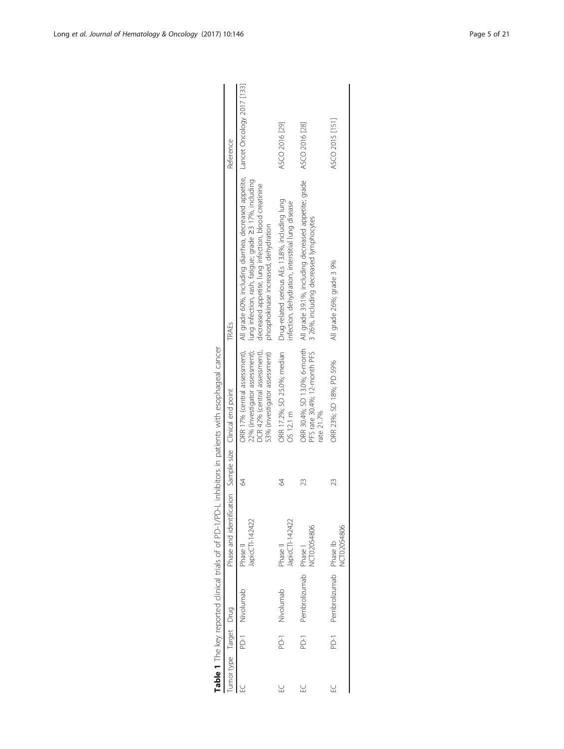**Table 1** The key reported clinical trials of PD-1/PD-L inhibitors in patients with esophageal cancer

| Tumor type | Target | Drug | Phase and identification | Sample size | Clinical end point | TRAEs | Reference |
| --- | --- | --- | --- | --- | --- | --- | --- |
| EC | PD-1 | Nivolumab | Phase II JapicCTI-142422 | 64 | ORR 17% (central assessment), 22% (investigator assessment); DCR 42% (central assessment), 53% (investigator assessment) | All grade 60%, including diarrhea, decreased appetite, lung infection, rash, fatigue; grade ≥3 17%, including decreased appetite, lung infection, blood creatinine phosphokinase increased, dehydration | Lancet Oncology 2017 [133] |
| EC | PD-1 | Nivolumab | Phase II JapicCTI-142422 | 64 | ORR 17.2%; SD 25.0%; median OS 12.1 m | Drug-related serious AEs 13.8%, including lung infection, dehydration, interstitial lung disease | ASCO 2016 [29] |
| EC | PD-1 | Pembrolizumab | Phase I NCT02054806 | 23 | ORR 30.4%; SD 13.0%; 6-month PFS rate 30.4%; 12-month PFS rate 21.7% | All grade 39.1%, including decreased appetite; grade 3 26%, including decreased lymphocytes | ASCO 2016 [28] |
| EC | PD-1 | Pembrolizumab | Phase Ib NCT02054806 | 23 | ORR 23%; SD 18%; PD 59% | All grade 26%; grade 3 9% | ASCO 2015 [151] |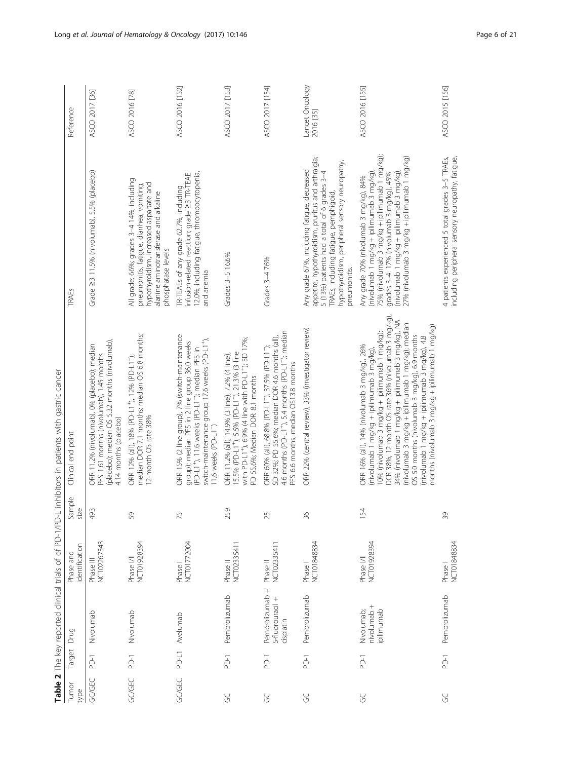**Table 2** The key reported clinical trials of of PD-1/PD-L inhibitors in patients with gastric cancer

| Tumor type | Target | Drug | Phase and identification | Sample size | Clinical end point | TRAEs | Reference |
|---|---|---|---|---|---|---|---|
| GC/GEC | PD-1 | Nivolumab | Phase III NCT02267343 | 493 | ORR 11.2% (nivolumab), 0% (placebo); median PFS 1.61 months (nivolumab), 1.45 months (placebo); median OS 5.32 months (nivolumab), 4.14 months (placebo) | Grade ≥3 11.5% (nivolumab), 5.5% (placebo) | ASCO 2017 [36] |
| GC/GEC | PD-1 | Nivolumab | Phase I/II NCT01928394 | 59 | ORR 12% (all), 18% (PD-L1$^{+}$), 12% (PD-L1$^{-}$); median DOR 7.1 months; median OS 6.8 months; 12-month OS rate 38% | All grade: 66%; grades 3–4 14%, including pneumonitis, fatigue, diarrhea, vomiting, hypothyroidism, increased aspartate and alanine aminotransferase and alkaline phosphatase levels. | ASCO 2016 [78] |
| GC/GEC | PD-L1 | Avelumab | Phase I NCT01772004 | 75 | ORR 15% (2 line group), 7% (switch-maintenance group); median PFS in 2 line group 36.0 weeks (PD-L1$^{+}$), 11.6 weeks (PD-L1$^{-}$); median PFS in switch-maintenance group 17.6 weeks (PD-L1$^{+}$), 11.6 weeks (PD-L1$^{-}$) | TR-TEAEs of any grade 62.7%, including infusion-related reaction; grade ≥3 TR-TEAE 12.0%, including fatigue, thrombocytopenia, and anemia | ASCO 2016 [152] |
| GC | PD-1 | Pembrolizumab | Phase II NCT02335411 | 259 | ORR 11.2% (all), 14.9% (3 line), 7.2% (4 line), 15.5% (PD-L1$^{+}$), 5.5% (PD-L1$^{-}$), 21.3% (3 line with PD-L1$^{+}$), 6.9% (4 line with PD-L1$^{+}$); SD 17%; PD 55.6%; Median DOR: 8.1 months | Grades 3–5 16.6% | ASCO 2017 [153] |
| GC | PD-1 | Pembrolizumab + 5-fluorouracil + cisplatin | Phase II NCT02335411 | 25 | ORR 60% (all), 68.8% (PD-L1$^{+}$), 37.5% (PD-L1$^{-}$); SD 32%; PD 55.6%; median DOR 4.6 months (all), 4.6 months (PD-L1$^{+}$), 5.4 months (PD-L1$^{-}$); median PFS 6.6 months; median OS13.8 months | Grades 3–4 76% | ASCO 2017 [154] |
| GC | PD-1 | Pembrolizumab | Phase I NCT01848834 | 36 | ORR 22% (central review), 33% (investigator review) | Any grade 67%, including fatigue, decreased appetite, hypothyroidism, pruritus and arthralgia; 5 (13%) patients had a total of 6 grades 3–4 TRAEs, including fatigue, pemphigoid, hypothyroidism, peripheral sensory neuropathy, pneumonitis. | Lancet Oncology 2016 [35] |
| GC | PD-1 | Nivolumab; nivolumab + ipilimumab | Phase I/II NCT01928394 | 154 | ORR 16% (all), 14% (nivolumab 3 mg/kg), 26% (nivolumab 1 mg/kg + ipilimumab 3 mg/kg), 10% (nivolumab 3 mg/kg + ipilimumab 1 mg/kg); DCR 38%; 12-month OS rate 36% (nivolumab 3 mg/kg), 34% (nivolumab 1 mg/kg + ipilimumab 3 mg/kg), NA (nivolumab 3 mg/kg + ipilimumab 1 mg/kg); median OS 5.0 months (nivolumab 3 mg/kg), 6.9 months (nivolumab 1 mg/kg + ipilimumab 3 mg/kg), 4.8 months (nivolumab 3 mg/kg + ipilimumab 1 mg/kg) | Any grade 70% (nivolumab 3 mg/kg), 84% (nivolumab 1 mg/kg + ipilimumab 3 mg/kg), 75% (nivolumab 3 mg/kg + ipilimumab 1 mg/kg); grades 3–4: 17% (nivolumab 3 mg/kg), 45% (nivolumab 1 mg/kg + ipilimumab 3 mg/kg), 27% (nivolumab 3 mg/kg + ipilimumab 1 mg/kg) | ASCO 2016 [155] |
| GC | PD-1 | Pembrolizumab | Phase I NCT01848834 | 39 | | 4 patients experienced 5 total grades 3–5 TRAEs, including peripheral sensory neuropathy, fatigue, | ASCO 2015 [156] |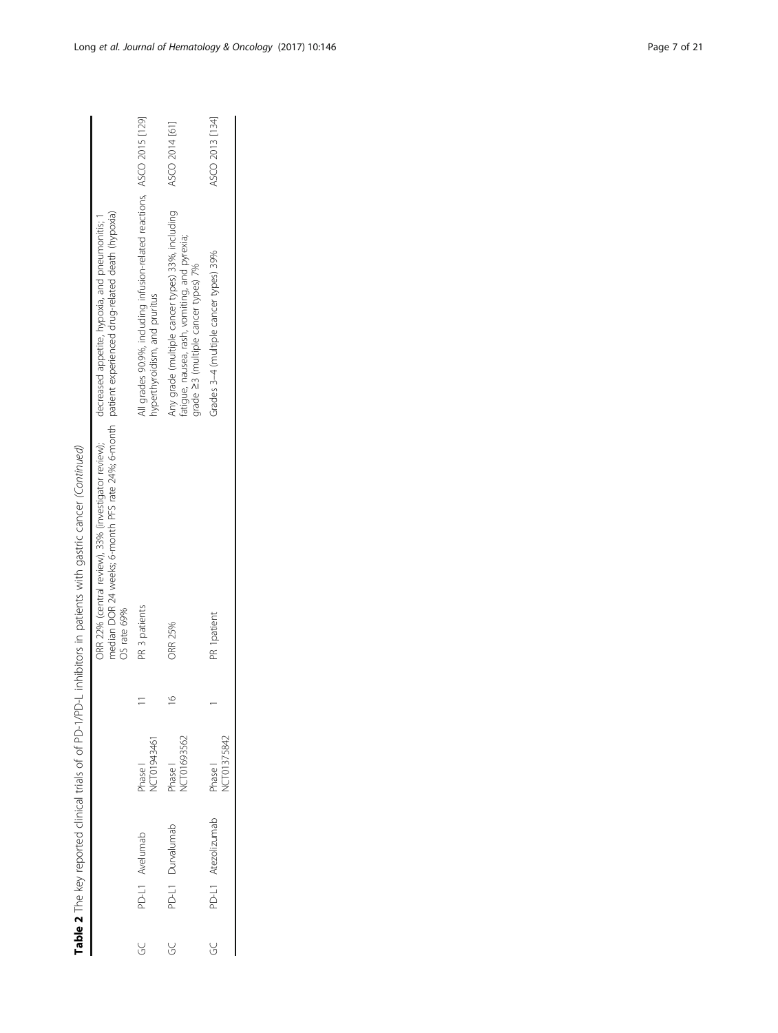**Table 2** The key reported clinical trials of of PD-1/PD-L inhibitors in patients with gastric cancer *(Continued)*

| | | | | | | | |
|---|---|---|---|---|---|---|---|
| | | | | | ORR 22% (central review), 33% (investigator review); median DOR 24 weeks; 6-month PFS rate 24%; 6-month OS rate 69% | decreased appetite, hypoxia, and pneumonitis; 1 patient experienced drug-related death (hypoxia) | |
| GC | PD-L1 | Avelumab | Phase I NCT01943461 | 11 | PR 3 patients | All grades 90.9%, including infusion-related reactions, hyperthyroidism, and pruritus | ASCO 2015 [129] |
| GC | PD-L1 | Durvalumab | Phase I NCT01693562 | 16 | ORR 25% | Any grade (multiple cancer types) 33%, including fatigue, nausea, rash, vomiting, and pyrexia; grade ≥3 (multiple cancer types) 7% | ASCO 2014 [61] |
| GC | PD-L1 | Atezolizumab | Phase I NCT01375842 | 1 | PR 1patient | Grades 3–4 (multiple cancer types) 39% | ASCO 2013 [134] |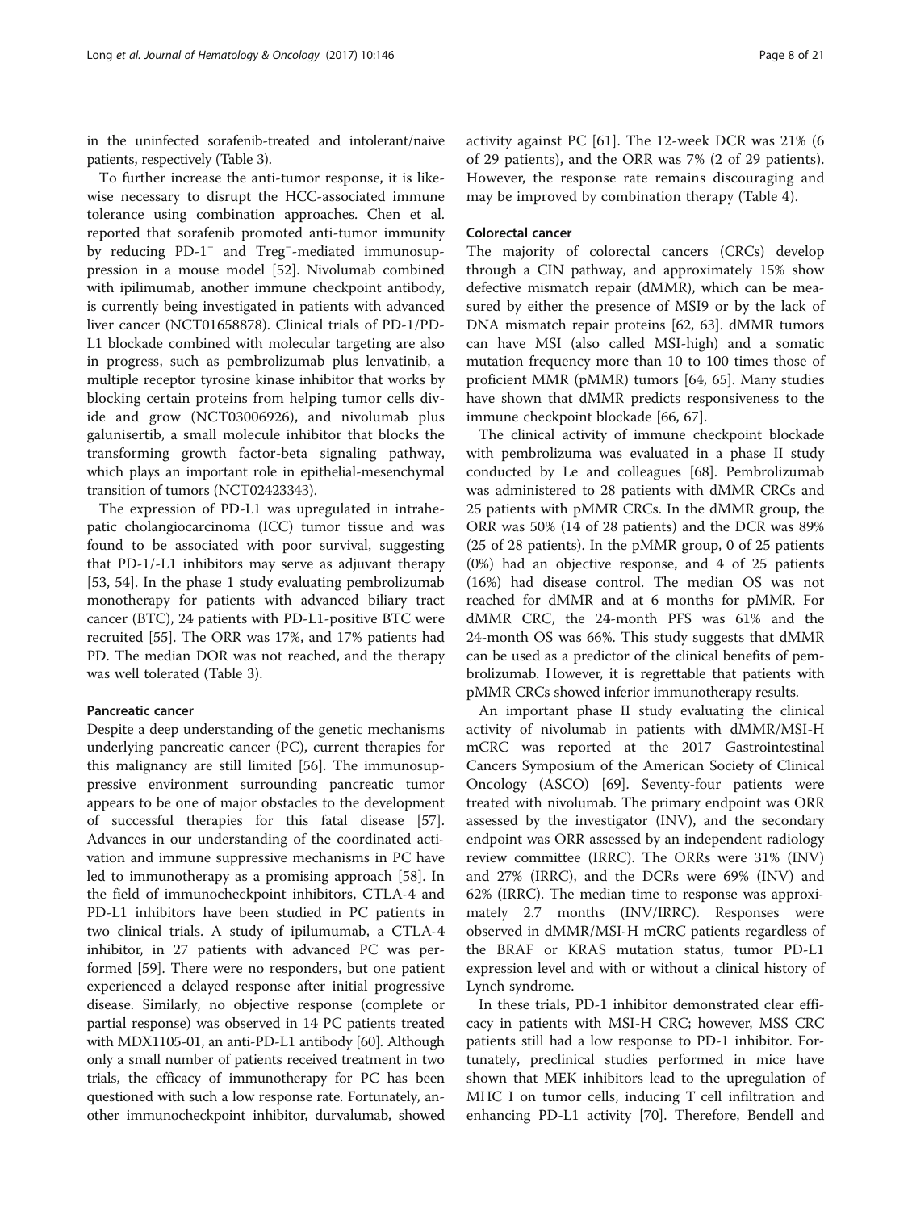in the uninfected sorafenib-treated and intolerant/naive patients, respectively (Table 3).

To further increase the anti-tumor response, it is likewise necessary to disrupt the HCC-associated immune tolerance using combination approaches. Chen et al. reported that sorafenib promoted anti-tumor immunity by reducing PD-1$^-$ and Treg$^-$-mediated immunosuppression in a mouse model [52]. Nivolumab combined with ipilimumab, another immune checkpoint antibody, is currently being investigated in patients with advanced liver cancer (NCT01658878). Clinical trials of PD-1/PD-L1 blockade combined with molecular targeting are also in progress, such as pembrolizumab plus lenvatinib, a multiple receptor tyrosine kinase inhibitor that works by blocking certain proteins from helping tumor cells divide and grow (NCT03006926), and nivolumab plus galunisertib, a small molecule inhibitor that blocks the transforming growth factor-beta signaling pathway, which plays an important role in epithelial-mesenchymal transition of tumors (NCT02423343).

The expression of PD-L1 was upregulated in intrahepatic cholangiocarcinoma (ICC) tumor tissue and was found to be associated with poor survival, suggesting that PD-1/-L1 inhibitors may serve as adjuvant therapy [53, 54]. In the phase 1 study evaluating pembrolizumab monotherapy for patients with advanced biliary tract cancer (BTC), 24 patients with PD-L1-positive BTC were recruited [55]. The ORR was 17%, and 17% patients had PD. The median DOR was not reached, and the therapy was well tolerated (Table 3).

### Pancreatic cancer

Despite a deep understanding of the genetic mechanisms underlying pancreatic cancer (PC), current therapies for this malignancy are still limited [56]. The immunosuppressive environment surrounding pancreatic tumor appears to be one of major obstacles to the development of successful therapies for this fatal disease [57]. Advances in our understanding of the coordinated activation and immune suppressive mechanisms in PC have led to immunotherapy as a promising approach [58]. In the field of immunocheckpoint inhibitors, CTLA-4 and PD-L1 inhibitors have been studied in PC patients in two clinical trials. A study of ipilumumab, a CTLA-4 inhibitor, in 27 patients with advanced PC was performed [59]. There were no responders, but one patient experienced a delayed response after initial progressive disease. Similarly, no objective response (complete or partial response) was observed in 14 PC patients treated with MDX1105-01, an anti-PD-L1 antibody [60]. Although only a small number of patients received treatment in two trials, the efficacy of immunotherapy for PC has been questioned with such a low response rate. Fortunately, another immunocheckpoint inhibitor, durvalumab, showed activity against PC [61]. The 12-week DCR was 21% (6 of 29 patients), and the ORR was 7% (2 of 29 patients). However, the response rate remains discouraging and may be improved by combination therapy (Table 4).

### Colorectal cancer

The majority of colorectal cancers (CRCs) develop through a CIN pathway, and approximately 15% show defective mismatch repair (dMMR), which can be measured by either the presence of MSI9 or by the lack of DNA mismatch repair proteins [62, 63]. dMMR tumors can have MSI (also called MSI-high) and a somatic mutation frequency more than 10 to 100 times those of proficient MMR (pMMR) tumors [64, 65]. Many studies have shown that dMMR predicts responsiveness to the immune checkpoint blockade [66, 67].

The clinical activity of immune checkpoint blockade with pembrolizuma was evaluated in a phase II study conducted by Le and colleagues [68]. Pembrolizumab was administered to 28 patients with dMMR CRCs and 25 patients with pMMR CRCs. In the dMMR group, the ORR was 50% (14 of 28 patients) and the DCR was 89% (25 of 28 patients). In the pMMR group, 0 of 25 patients (0%) had an objective response, and 4 of 25 patients (16%) had disease control. The median OS was not reached for dMMR and at 6 months for pMMR. For dMMR CRC, the 24-month PFS was 61% and the 24-month OS was 66%. This study suggests that dMMR can be used as a predictor of the clinical benefits of pembrolizumab. However, it is regrettable that patients with pMMR CRCs showed inferior immunotherapy results.

An important phase II study evaluating the clinical activity of nivolumab in patients with dMMR/MSI-H mCRC was reported at the 2017 Gastrointestinal Cancers Symposium of the American Society of Clinical Oncology (ASCO) [69]. Seventy-four patients were treated with nivolumab. The primary endpoint was ORR assessed by the investigator (INV), and the secondary endpoint was ORR assessed by an independent radiology review committee (IRRC). The ORRs were 31% (INV) and 27% (IRRC), and the DCRs were 69% (INV) and 62% (IRRC). The median time to response was approximately 2.7 months (INV/IRRC). Responses were observed in dMMR/MSI-H mCRC patients regardless of the BRAF or KRAS mutation status, tumor PD-L1 expression level and with or without a clinical history of Lynch syndrome.

In these trials, PD-1 inhibitor demonstrated clear efficacy in patients with MSI-H CRC; however, MSS CRC patients still had a low response to PD-1 inhibitor. Fortunately, preclinical studies performed in mice have shown that MEK inhibitors lead to the upregulation of MHC I on tumor cells, inducing T cell infiltration and enhancing PD-L1 activity [70]. Therefore, Bendell and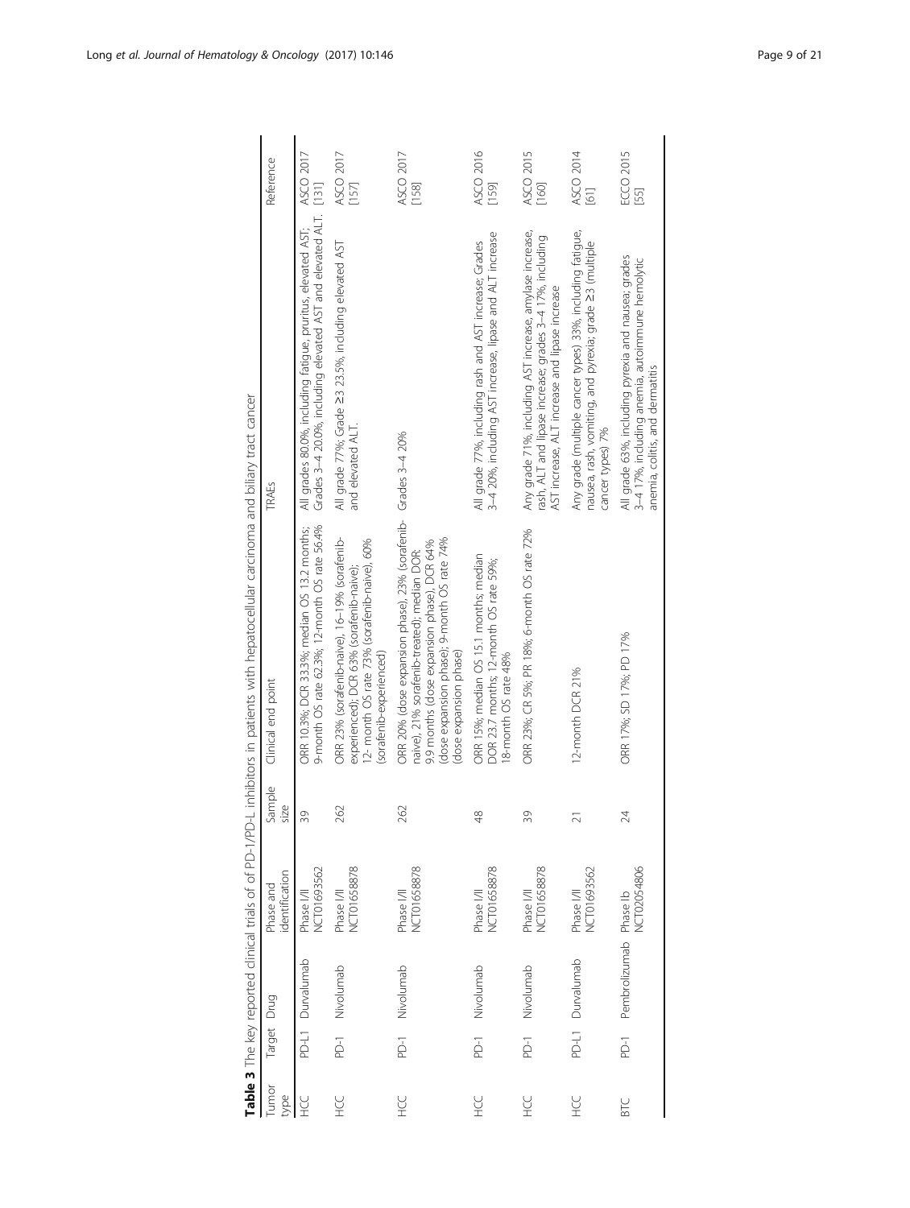**Table 3** The key reported clinical trials of of PD-1/PD-L inhibitors in patients with hepatocellular carcinoma and biliary tract cancer

| Tumor type | Target | Drug | Phase and identification | Sample size | Clinical end point | TRAEs | Reference |
|---|---|---|---|---|---|---|---|
| HCC | PD-L1 | Durvalumab | Phase I/II NCT01693562 | 39 | ORR 10.3%; DCR 33.3%; median OS 13.2 months; 9-month OS rate 62.3%; 12-month OS rate 56.4% | All grades 80.0%, including fatigue, pruritus, elevated AST; Grades 3–4 20.0%, including elevated AST and elevated ALT. | ASCO 2017 [131] |
| HCC | PD-1 | Nivolumab | Phase I/II NCT01658878 | 262 | ORR 23% (sorafenib-naive), 16–19% (sorafenib-experienced); DCR 63% (sorafenib-naive); 12- month OS rate 73% (sorafenib-naive), 60% (sorafenib-experienced) | All grade 77%; Grade ≥3 23.5%, including elevated AST and elevated ALT. | ASCO 2017 [157] |
| HCC | PD-1 | Nivolumab | Phase I/II NCT01658878 | 262 | ORR 20% (dose expansion phase), 23% (sorafenib-naive), 21% sorafenib-treated); median DOR: 9.9 months (dose expansion phase), DCR 64% (dose expansion phase); 9-month OS rate 74% (dose expansion phase) | Grades 3–4 20% | ASCO 2017 [158] |
| HCC | PD-1 | Nivolumab | Phase I/II NCT01658878 | 48 | ORR 15%; median OS 15.1 months; median DOR 23.7 months; 12-month OS rate 59%; 18-month OS rate 48% | All grade 77%, including rash and AST increase; Grades 3–4 20%, including AST increase, lipase and ALT increase | ASCO 2016 [159] |
| HCC | PD-1 | Nivolumab | Phase I/II NCT01658878 | 39 | ORR 23%; CR 5%; PR 18%; 6-month OS rate 72% | Any grade 71%, including AST increase, amylase increase, rash, ALT and lipase increase; grades 3–4 17%, including AST increase, ALT increase and lipase increase | ASCO 2015 [160] |
| HCC | PD-L1 | Durvalumab | Phase I/II NCT01693562 | 21 | 12-month DCR 21% | Any grade (multiple cancer types) 33%, including fatigue, nausea, rash, vomiting, and pyrexia; grade ≥3 (multiple cancer types) 7% | ASCO 2014 [61] |
| BTC | PD-1 | Pembrolizumab | Phase Ib NCT02054806 | 24 | ORR 17%; SD 17%; PD 17% | All grade 63%, including pyrexia and nausea; grades 3–4 17%, including anemia, autoimmune hemolytic anemia, colitis, and dermatitis | ECCO 2015 [55] |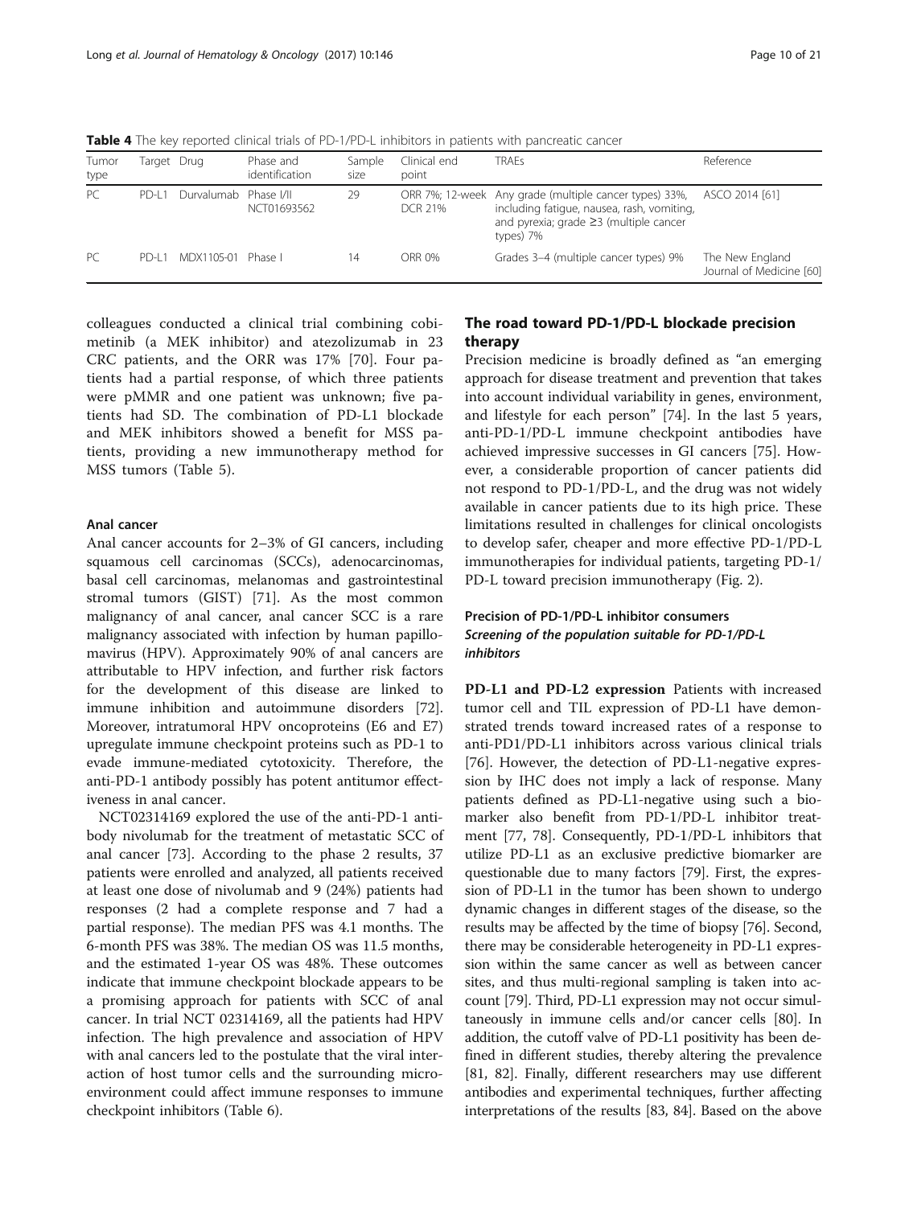**Table 4** The key reported clinical trials of PD-1/PD-L inhibitors in patients with pancreatic cancer

| Tumor type | Target | Drug | Phase and identification | Sample size | Clinical end point | TRAEs | Reference |
|---|---|---|---|---|---|---|---|
| PC | PD-L1 | Durvalumab | Phase I/II NCT01693562 | 29 | ORR 7%; 12-week DCR 21% | Any grade (multiple cancer types) 33%, including fatigue, nausea, rash, vomiting, and pyrexia; grade ≥3 (multiple cancer types) 7% | ASCO 2014 [61] |
| PC | PD-L1 | MDX1105-01 | Phase I | 14 | ORR 0% | Grades 3–4 (multiple cancer types) 9% | The New England Journal of Medicine [60] |

colleagues conducted a clinical trial combining cobimetinib (a MEK inhibitor) and atezolizumab in 23 CRC patients, and the ORR was 17% [70]. Four patients had a partial response, of which three patients were pMMR and one patient was unknown; five patients had SD. The combination of PD-L1 blockade and MEK inhibitors showed a benefit for MSS patients, providing a new immunotherapy method for MSS tumors (Table 5).

#### Anal cancer

Anal cancer accounts for 2–3% of GI cancers, including squamous cell carcinomas (SCCs), adenocarcinomas, basal cell carcinomas, melanomas and gastrointestinal stromal tumors (GIST) [71]. As the most common malignancy of anal cancer, anal cancer SCC is a rare malignancy associated with infection by human papillomavirus (HPV). Approximately 90% of anal cancers are attributable to HPV infection, and further risk factors for the development of this disease are linked to immune inhibition and autoimmune disorders [72]. Moreover, intratumoral HPV oncoproteins (E6 and E7) upregulate immune checkpoint proteins such as PD-1 to evade immune-mediated cytotoxicity. Therefore, the anti-PD-1 antibody possibly has potent antitumor effectiveness in anal cancer.

NCT02314169 explored the use of the anti-PD-1 antibody nivolumab for the treatment of metastatic SCC of anal cancer [73]. According to the phase 2 results, 37 patients were enrolled and analyzed, all patients received at least one dose of nivolumab and 9 (24%) patients had responses (2 had a complete response and 7 had a partial response). The median PFS was 4.1 months. The 6-month PFS was 38%. The median OS was 11.5 months, and the estimated 1-year OS was 48%. These outcomes indicate that immune checkpoint blockade appears to be a promising approach for patients with SCC of anal cancer. In trial NCT 02314169, all the patients had HPV infection. The high prevalence and association of HPV with anal cancers led to the postulate that the viral interaction of host tumor cells and the surrounding microenvironment could affect immune responses to immune checkpoint inhibitors (Table 6).

## The road toward PD-1/PD-L blockade precision therapy

Precision medicine is broadly defined as "an emerging approach for disease treatment and prevention that takes into account individual variability in genes, environment, and lifestyle for each person" [74]. In the last 5 years, anti-PD-1/PD-L immune checkpoint antibodies have achieved impressive successes in GI cancers [75]. However, a considerable proportion of cancer patients did not respond to PD-1/PD-L, and the drug was not widely available in cancer patients due to its high price. These limitations resulted in challenges for clinical oncologists to develop safer, cheaper and more effective PD-1/PD-L immunotherapies for individual patients, targeting PD-1/PD-L toward precision immunotherapy (Fig. 2).

### Precision of PD-1/PD-L inhibitor consumers

#### *Screening of the population suitable for PD-1/PD-L inhibitors*

**PD-L1 and PD-L2 expression** Patients with increased tumor cell and TIL expression of PD-L1 have demonstrated trends toward increased rates of a response to anti-PD1/PD-L1 inhibitors across various clinical trials [76]. However, the detection of PD-L1-negative expression by IHC does not imply a lack of response. Many patients defined as PD-L1-negative using such a biomarker also benefit from PD-1/PD-L inhibitor treatment [77, 78]. Consequently, PD-1/PD-L inhibitors that utilize PD-L1 as an exclusive predictive biomarker are questionable due to many factors [79]. First, the expression of PD-L1 in the tumor has been shown to undergo dynamic changes in different stages of the disease, so the results may be affected by the time of biopsy [76]. Second, there may be considerable heterogeneity in PD-L1 expression within the same cancer as well as between cancer sites, and thus multi-regional sampling is taken into account [79]. Third, PD-L1 expression may not occur simultaneously in immune cells and/or cancer cells [80]. In addition, the cutoff valve of PD-L1 positivity has been defined in different studies, thereby altering the prevalence [81, 82]. Finally, different researchers may use different antibodies and experimental techniques, further affecting interpretations of the results [83, 84]. Based on the above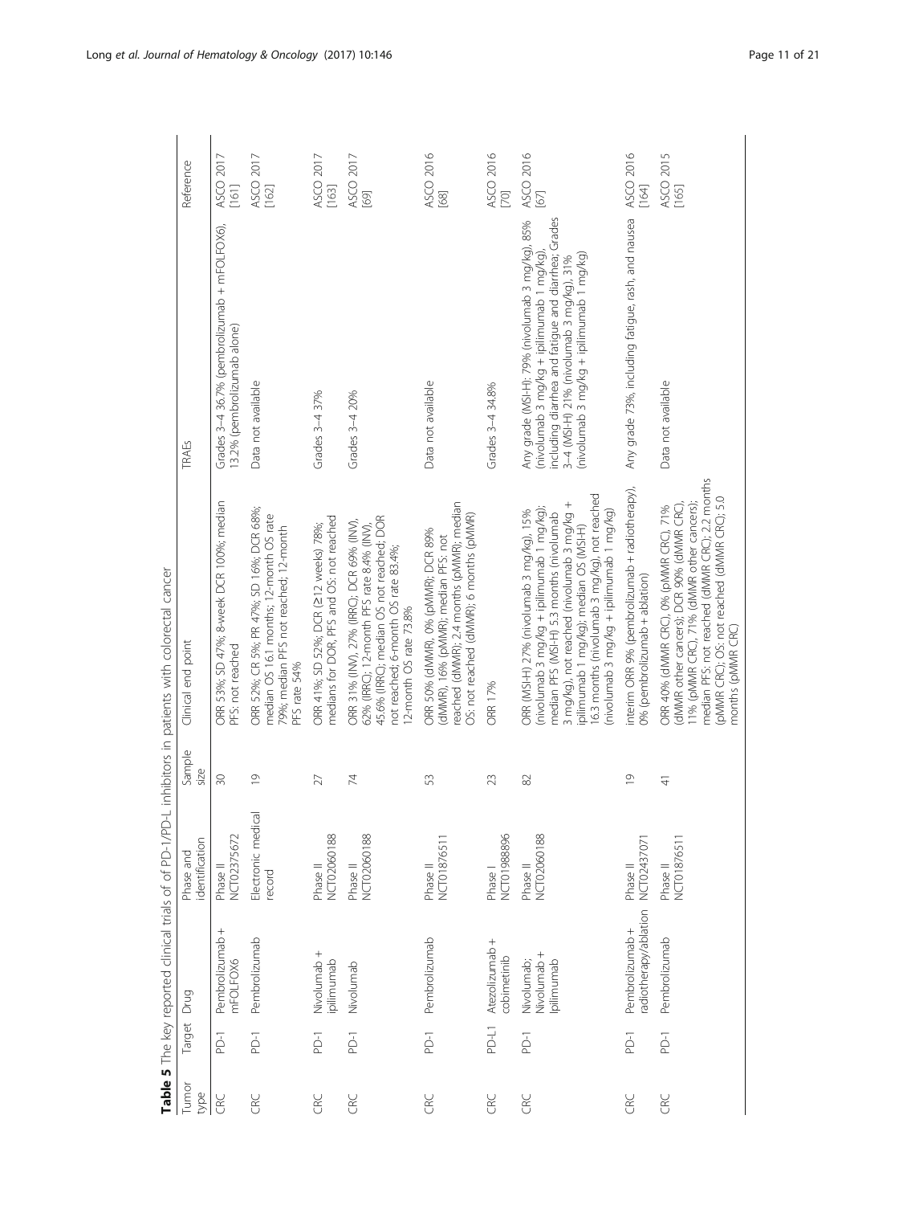**Table 5** The key reported clinical trials of PD-1/PD-L inhibitors in patients with colorectal cancer

| Tumor type | Target | Drug | Phase and identification | Sample size | Clinical end point | TRAEs | Reference |
|---|---|---|---|---|---|---|---|
| CRC | PD-1 | Pembrolizumab + mFOLFOX6 | Phase II NCT02375672 | 30 | ORR 53%; SD 47%; 8-week DCR 100%; median PFS: not reached | Grades 3–4 36.7% (pembrolizumab + mFOLFOX6), 13.2% (pembrolizumab alone) | ASCO 2017 [161] |
| CRC | PD-1 | Pembrolizumab | Electronic medical record | 19 | ORR 52%; CR 5%; PR 47%; SD 16%; DCR 68%; median OS 16.1 months; 12-month OS rate 79%; median PFS not reached; 12-month PFS rate 54% | Data not available | ASCO 2017 [162] |
| CRC | PD-1 | Nivolumab + ipilimumab | Phase II NCT02060188 | 27 | ORR 41%; SD 52%; DCR (≥12 weeks) 78%; medians for DOR, PFS and OS: not reached | Grades 3–4 37% | ASCO 2017 [163] |
| CRC | PD-1 | Nivolumab | Phase II NCT02060188 | 74 | ORR 31% (INV), 27% (IRRC); DCR 69% (INV), 62% (IRRC); 12-month PFS rate 8.4% (INV), 45.6% (IRRC); median OS not reached; DOR not reached; 6-month OS rate 83.4%; 12-month OS rate 73.8% | Grades 3–4 20% | ASCO 2017 [69] |
| CRC | PD-1 | Pembrolizumab | Phase II NCT01876511 | 53 | ORR 50% (dMMR), 0% (pMMR); DCR 89% (dMMR), 16% (pMMR); median PFS: not reached (dMMR); 2.4 months (pMMR); median OS: not reached (dMMR); 6 months (pMMR) | Data not available | ASCO 2016 [68] |
| CRC | PD-L1 | Atezolizumab + cobimetinib | Phase I NCT01988896 | 23 | ORR 17% | Grades 3–4 34.8% | ASCO 2016 [70] |
| CRC | PD-1 | Nivolumab; Nivolumab + Ipilimumab | Phase II NCT02060188 | 82 | ORR (MSI-H) 27% (nivolumab 3 mg/kg), 15% (nivolumab 3 mg/kg + ipilimumab 1 mg/kg); median PFS (MSI-H) 5.3 months (nivolumab 3 mg/kg), not reached (nivolumab 3 mg/kg + ipilimumab 1 mg/kg); median OS (MSI-H) 16.3 months (nivolumab 3 mg/kg), not reached (nivolumab 3 mg/kg + ipilimumab 1 mg/kg) | Any grade (MSI-H): 79% (nivolumab 3 mg/kg), 85% (nivolumab 3 mg/kg + ipilimumab 1 mg/kg), including diarrhea and fatigue and diarrhea; Grades 3–4 (MSI-H) 21% (nivolumab 3 mg/kg), 31% (nivolumab 3 mg/kg + ipilimumab 1 mg/kg) | ASCO 2016 [67] |
| CRC | PD-1 | Pembrolizumab + radiotherapy/ablation | Phase II NCT02437071 | 19 | interim ORR 9% (pembrolizumab + radiotherapy), 0% (pembrolizumab + ablation) | Any grade 73%, including fatigue, rash, and nausea | ASCO 2016 [164] |
| CRC | PD-1 | Pembrolizumab | Phase II NCT01876511 | 41 | ORR 40% (dMMR CRC), 0% (pMMR CRC), 71% (dMMR other cancers); DCR 90% (dMMR CRC), 11% (pMMR CRC), 71% (dMMR other cancers); median PFS: not reached (dMMR CRC); 2.2 months (pMMR CRC); OS: not reached (dMMR CRC); 5.0 months (pMMR CRC) | Data not available | ASCO 2015 [165] |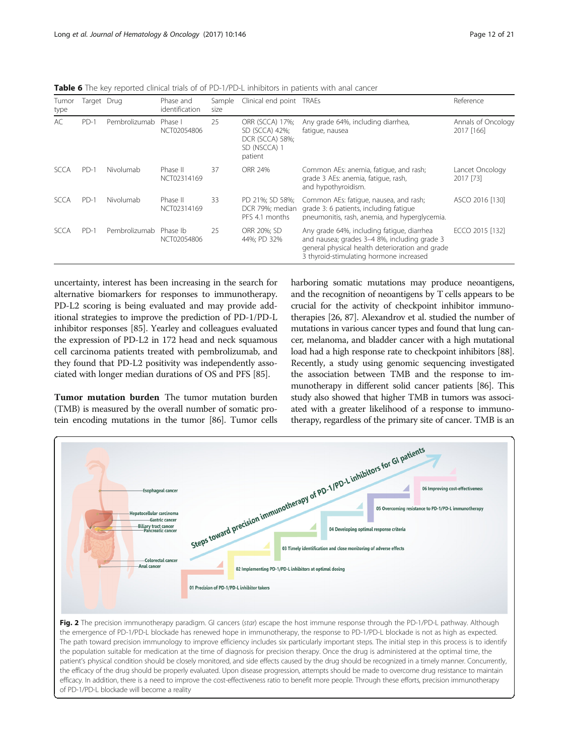**Table 6** The key reported clinical trials of of PD-1/PD-L inhibitors in patients with anal cancer

| Tumor type | Target | Drug | Phase and identification | Sample size | Clinical end point | TRAEs | Reference |
|---|---|---|---|---|---|---|---|
| AC | PD-1 | Pembrolizumab | Phase I NCT02054806 | 25 | ORR (SCCA) 17%; SD (SCCA) 42%; DCR (SCCA) 58%; SD (NSCCA) 1 patient | Any grade 64%, including diarrhea, fatigue, nausea | Annals of Oncology 2017 [166] |
| SCCA | PD-1 | Nivolumab | Phase II NCT02314169 | 37 | ORR 24% | Common AEs: anemia, fatigue, and rash; grade 3 AEs: anemia, fatigue, rash, and hypothyroidism. | Lancet Oncology 2017 [73] |
| SCCA | PD-1 | Nivolumab | Phase II NCT02314169 | 33 | PD 21%; SD 58%; DCR 79%; median PFS 4.1 months | Common AEs: fatigue, nausea, and rash; grade 3: 6 patients, including fatigue pneumonitis, rash, anemia, and hyperglycemia. | ASCO 2016 [130] |
| SCCA | PD-1 | Pembrolizumab | Phase Ib NCT02054806 | 25 | ORR 20%; SD 44%; PD 32% | Any grade 64%, including fatigue, diarrhea and nausea; grades 3–4 8%, including grade 3 general physical health deterioration and grade 3 thyroid-stimulating hormone increased | ECCO 2015 [132] |

uncertainty, interest has been increasing in the search for alternative biomarkers for responses to immunotherapy. PD-L2 scoring is being evaluated and may provide additional strategies to improve the prediction of PD-1/PD-L inhibitor responses [85]. Yearley and colleagues evaluated the expression of PD-L2 in 172 head and neck squamous cell carcinoma patients treated with pembrolizumab, and they found that PD-L2 positivity was independently associated with longer median durations of OS and PFS [85].

**Tumor mutation burden** The tumor mutation burden (TMB) is measured by the overall number of somatic protein encoding mutations in the tumor [86]. Tumor cells harboring somatic mutations may produce neoantigens, and the recognition of neoantigens by T cells appears to be crucial for the activity of checkpoint inhibitor immunotherapies [26, 87]. Alexandrov et al. studied the number of mutations in various cancer types and found that lung cancer, melanoma, and bladder cancer with a high mutational load had a high response rate to checkpoint inhibitors [88]. Recently, a study using genomic sequencing investigated the association between TMB and the response to immunotherapy in different solid cancer patients [86]. This study also showed that higher TMB in tumors was associated with a greater likelihood of a response to immunotherapy, regardless of the primary site of cancer. TMB is an

**Fig. 2** The precision immunotherapy paradigm. GI cancers (*star*) escape the host immune response through the PD-1/PD-L pathway. Although the emergence of PD-1/PD-L blockade has renewed hope in immunotherapy, the response to PD-1/PD-L blockade is not as high as expected. The path toward precision immunology to improve efficiency includes six particularly important steps. The initial step in this process is to identify the population suitable for medication at the time of diagnosis for precision therapy. Once the drug is administered at the optimal time, the patient's physical condition should be closely monitored, and side effects caused by the drug should be recognized in a timely manner. Concurrently, the efficacy of the drug should be properly evaluated. Upon disease progression, attempts should be made to overcome drug resistance to maintain efficacy. In addition, there is a need to improve the cost-effectiveness ratio to benefit more people. Through these efforts, precision immunotherapy of PD-1/PD-L blockade will become a reality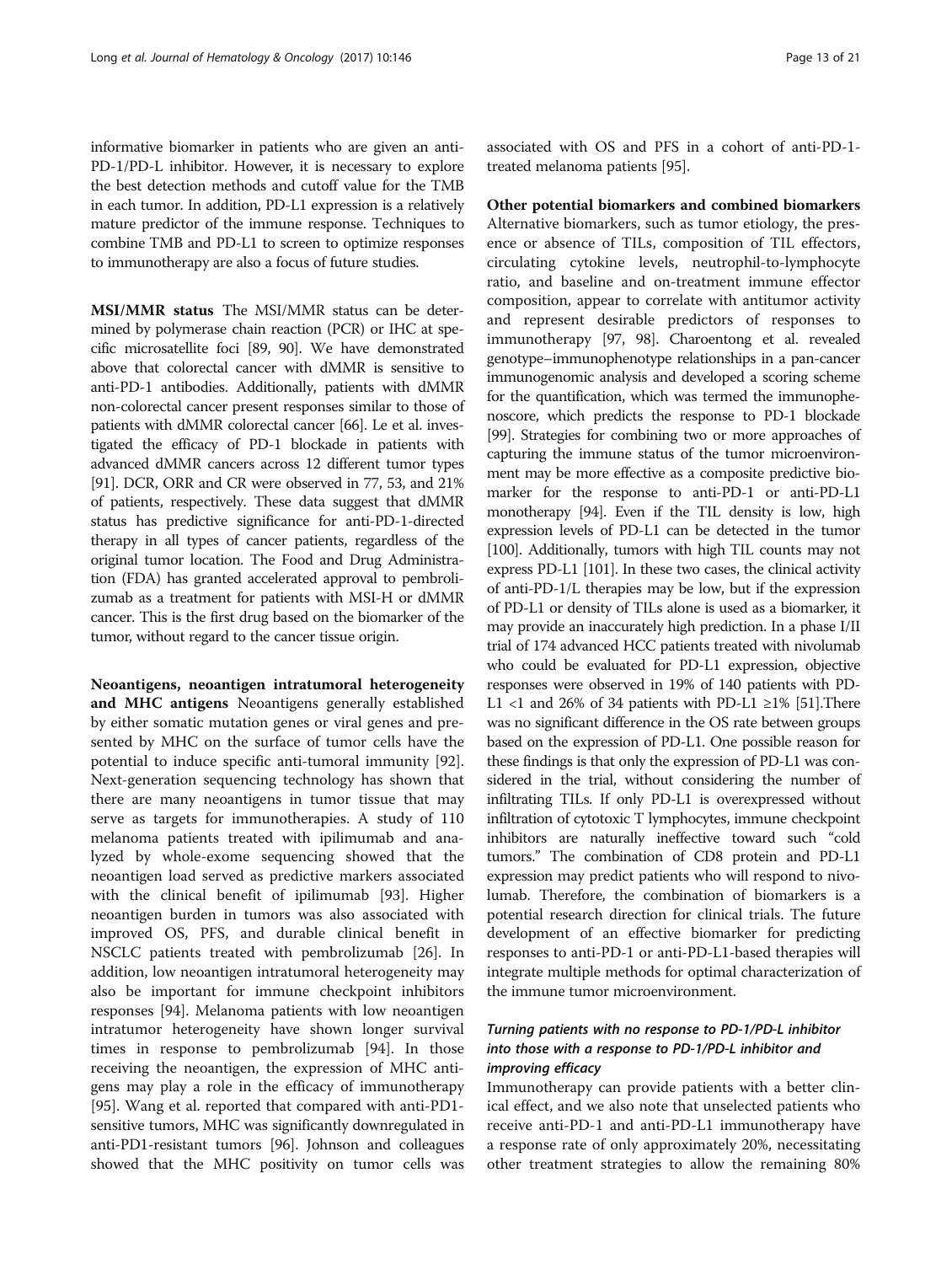informative biomarker in patients who are given an anti-PD-1/PD-L inhibitor. However, it is necessary to explore the best detection methods and cutoff value for the TMB in each tumor. In addition, PD-L1 expression is a relatively mature predictor of the immune response. Techniques to combine TMB and PD-L1 to screen to optimize responses to immunotherapy are also a focus of future studies.

**MSI/MMR status** The MSI/MMR status can be determined by polymerase chain reaction (PCR) or IHC at specific microsatellite foci [89, 90]. We have demonstrated above that colorectal cancer with dMMR is sensitive to anti-PD-1 antibodies. Additionally, patients with dMMR non-colorectal cancer present responses similar to those of patients with dMMR colorectal cancer [66]. Le et al. investigated the efficacy of PD-1 blockade in patients with advanced dMMR cancers across 12 different tumor types [91]. DCR, ORR and CR were observed in 77, 53, and 21% of patients, respectively. These data suggest that dMMR status has predictive significance for anti-PD-1-directed therapy in all types of cancer patients, regardless of the original tumor location. The Food and Drug Administration (FDA) has granted accelerated approval to pembrolizumab as a treatment for patients with MSI-H or dMMR cancer. This is the first drug based on the biomarker of the tumor, without regard to the cancer tissue origin.

**Neoantigens, neoantigen intratumoral heterogeneity and MHC antigens** Neoantigens generally established by either somatic mutation genes or viral genes and presented by MHC on the surface of tumor cells have the potential to induce specific anti-tumoral immunity [92]. Next-generation sequencing technology has shown that there are many neoantigens in tumor tissue that may serve as targets for immunotherapies. A study of 110 melanoma patients treated with ipilimumab and analyzed by whole-exome sequencing showed that the neoantigen load served as predictive markers associated with the clinical benefit of ipilimumab [93]. Higher neoantigen burden in tumors was also associated with improved OS, PFS, and durable clinical benefit in NSCLC patients treated with pembrolizumab [26]. In addition, low neoantigen intratumoral heterogeneity may also be important for immune checkpoint inhibitors responses [94]. Melanoma patients with low neoantigen intratumor heterogeneity have shown longer survival times in response to pembrolizumab [94]. In those receiving the neoantigen, the expression of MHC antigens may play a role in the efficacy of immunotherapy [95]. Wang et al. reported that compared with anti-PD1-sensitive tumors, MHC was significantly downregulated in anti-PD1-resistant tumors [96]. Johnson and colleagues showed that the MHC positivity on tumor cells was associated with OS and PFS in a cohort of anti-PD-1-treated melanoma patients [95].

**Other potential biomarkers and combined biomarkers** Alternative biomarkers, such as tumor etiology, the presence or absence of TILs, composition of TIL effectors, circulating cytokine levels, neutrophil-to-lymphocyte ratio, and baseline and on-treatment immune effector composition, appear to correlate with antitumor activity and represent desirable predictors of responses to immunotherapy [97, 98]. Charoentong et al. revealed genotype–immunophenotype relationships in a pan-cancer immunogenomic analysis and developed a scoring scheme for the quantification, which was termed the immunophenoscore, which predicts the response to PD-1 blockade [99]. Strategies for combining two or more approaches of capturing the immune status of the tumor microenvironment may be more effective as a composite predictive biomarker for the response to anti-PD-1 or anti-PD-L1 monotherapy [94]. Even if the TIL density is low, high expression levels of PD-L1 can be detected in the tumor [100]. Additionally, tumors with high TIL counts may not express PD-L1 [101]. In these two cases, the clinical activity of anti-PD-1/L therapies may be low, but if the expression of PD-L1 or density of TILs alone is used as a biomarker, it may provide an inaccurately high prediction. In a phase I/II trial of 174 advanced HCC patients treated with nivolumab who could be evaluated for PD-L1 expression, objective responses were observed in 19% of 140 patients with PD-L1 <1 and 26% of 34 patients with PD-L1 ≥1% [51].There was no significant difference in the OS rate between groups based on the expression of PD-L1. One possible reason for these findings is that only the expression of PD-L1 was considered in the trial, without considering the number of infiltrating TILs. If only PD-L1 is overexpressed without infiltration of cytotoxic T lymphocytes, immune checkpoint inhibitors are naturally ineffective toward such "cold tumors." The combination of CD8 protein and PD-L1 expression may predict patients who will respond to nivolumab. Therefore, the combination of biomarkers is a potential research direction for clinical trials. The future development of an effective biomarker for predicting responses to anti-PD-1 or anti-PD-L1-based therapies will integrate multiple methods for optimal characterization of the immune tumor microenvironment.

### *Turning patients with no response to PD-1/PD-L inhibitor into those with a response to PD-1/PD-L inhibitor and improving efficacy*

Immunotherapy can provide patients with a better clinical effect, and we also note that unselected patients who receive anti-PD-1 and anti-PD-L1 immunotherapy have a response rate of only approximately 20%, necessitating other treatment strategies to allow the remaining 80%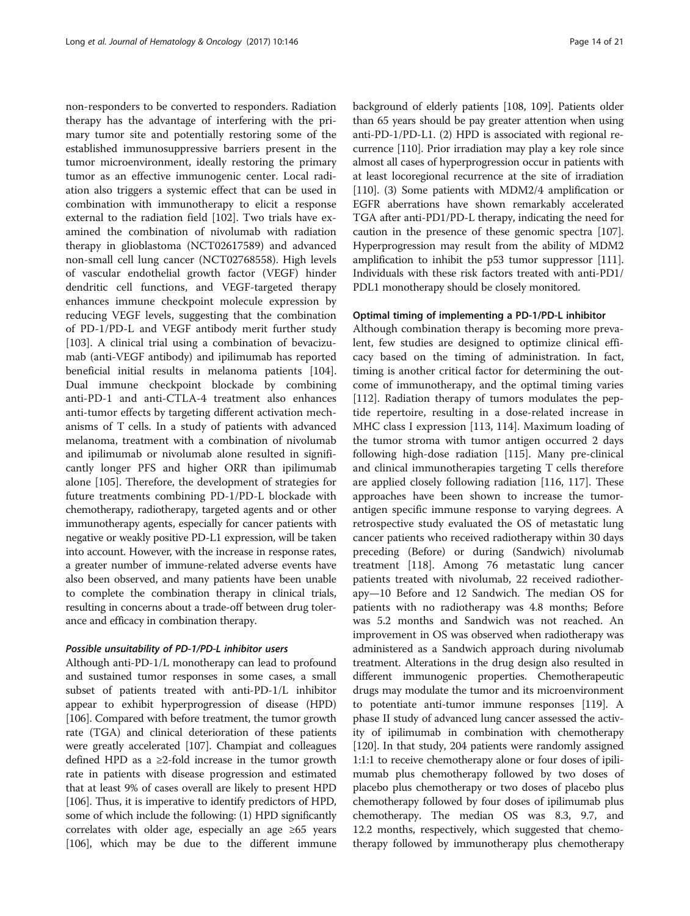non-responders to be converted to responders. Radiation therapy has the advantage of interfering with the primary tumor site and potentially restoring some of the established immunosuppressive barriers present in the tumor microenvironment, ideally restoring the primary tumor as an effective immunogenic center. Local radiation also triggers a systemic effect that can be used in combination with immunotherapy to elicit a response external to the radiation field [102]. Two trials have examined the combination of nivolumab with radiation therapy in glioblastoma (NCT02617589) and advanced non-small cell lung cancer (NCT02768558). High levels of vascular endothelial growth factor (VEGF) hinder dendritic cell functions, and VEGF-targeted therapy enhances immune checkpoint molecule expression by reducing VEGF levels, suggesting that the combination of PD-1/PD-L and VEGF antibody merit further study [103]. A clinical trial using a combination of bevacizumab (anti-VEGF antibody) and ipilimumab has reported beneficial initial results in melanoma patients [104]. Dual immune checkpoint blockade by combining anti-PD-1 and anti-CTLA-4 treatment also enhances anti-tumor effects by targeting different activation mechanisms of T cells. In a study of patients with advanced melanoma, treatment with a combination of nivolumab and ipilimumab or nivolumab alone resulted in significantly longer PFS and higher ORR than ipilimumab alone [105]. Therefore, the development of strategies for future treatments combining PD-1/PD-L blockade with chemotherapy, radiotherapy, targeted agents and or other immunotherapy agents, especially for cancer patients with negative or weakly positive PD-L1 expression, will be taken into account. However, with the increase in response rates, a greater number of immune-related adverse events have also been observed, and many patients have been unable to complete the combination therapy in clinical trials, resulting in concerns about a trade-off between drug tolerance and efficacy in combination therapy.

#### *Possible unsuitability of PD-1/PD-L inhibitor users*

Although anti-PD-1/L monotherapy can lead to profound and sustained tumor responses in some cases, a small subset of patients treated with anti-PD-1/L inhibitor appear to exhibit hyperprogression of disease (HPD) [106]. Compared with before treatment, the tumor growth rate (TGA) and clinical deterioration of these patients were greatly accelerated [107]. Champiat and colleagues defined HPD as a ≥2-fold increase in the tumor growth rate in patients with disease progression and estimated that at least 9% of cases overall are likely to present HPD [106]. Thus, it is imperative to identify predictors of HPD, some of which include the following: (1) HPD significantly correlates with older age, especially an age ≥65 years [106], which may be due to the different immune background of elderly patients [108, 109]. Patients older than 65 years should be pay greater attention when using anti-PD-1/PD-L1. (2) HPD is associated with regional recurrence [110]. Prior irradiation may play a key role since almost all cases of hyperprogression occur in patients with at least locoregional recurrence at the site of irradiation [110]. (3) Some patients with MDM2/4 amplification or EGFR aberrations have shown remarkably accelerated TGA after anti-PD1/PD-L therapy, indicating the need for caution in the presence of these genomic spectra [107]. Hyperprogression may result from the ability of MDM2 amplification to inhibit the p53 tumor suppressor [111]. Individuals with these risk factors treated with anti-PD1/PDL1 monotherapy should be closely monitored.

#### Optimal timing of implementing a PD-1/PD-L inhibitor

Although combination therapy is becoming more prevalent, few studies are designed to optimize clinical efficacy based on the timing of administration. In fact, timing is another critical factor for determining the outcome of immunotherapy, and the optimal timing varies [112]. Radiation therapy of tumors modulates the peptide repertoire, resulting in a dose-related increase in MHC class I expression [113, 114]. Maximum loading of the tumor stroma with tumor antigen occurred 2 days following high-dose radiation [115]. Many pre-clinical and clinical immunotherapies targeting T cells therefore are applied closely following radiation [116, 117]. These approaches have been shown to increase the tumor-antigen specific immune response to varying degrees. A retrospective study evaluated the OS of metastatic lung cancer patients who received radiotherapy within 30 days preceding (Before) or during (Sandwich) nivolumab treatment [118]. Among 76 metastatic lung cancer patients treated with nivolumab, 22 received radiotherapy—10 Before and 12 Sandwich. The median OS for patients with no radiotherapy was 4.8 months; Before was 5.2 months and Sandwich was not reached. An improvement in OS was observed when radiotherapy was administered as a Sandwich approach during nivolumab treatment. Alterations in the drug design also resulted in different immunogenic properties. Chemotherapeutic drugs may modulate the tumor and its microenvironment to potentiate anti-tumor immune responses [119]. A phase II study of advanced lung cancer assessed the activity of ipilimumab in combination with chemotherapy [120]. In that study, 204 patients were randomly assigned 1:1:1 to receive chemotherapy alone or four doses of ipilimumab plus chemotherapy followed by two doses of placebo plus chemotherapy or two doses of placebo plus chemotherapy followed by four doses of ipilimumab plus chemotherapy. The median OS was 8.3, 9.7, and 12.2 months, respectively, which suggested that chemotherapy followed by immunotherapy plus chemotherapy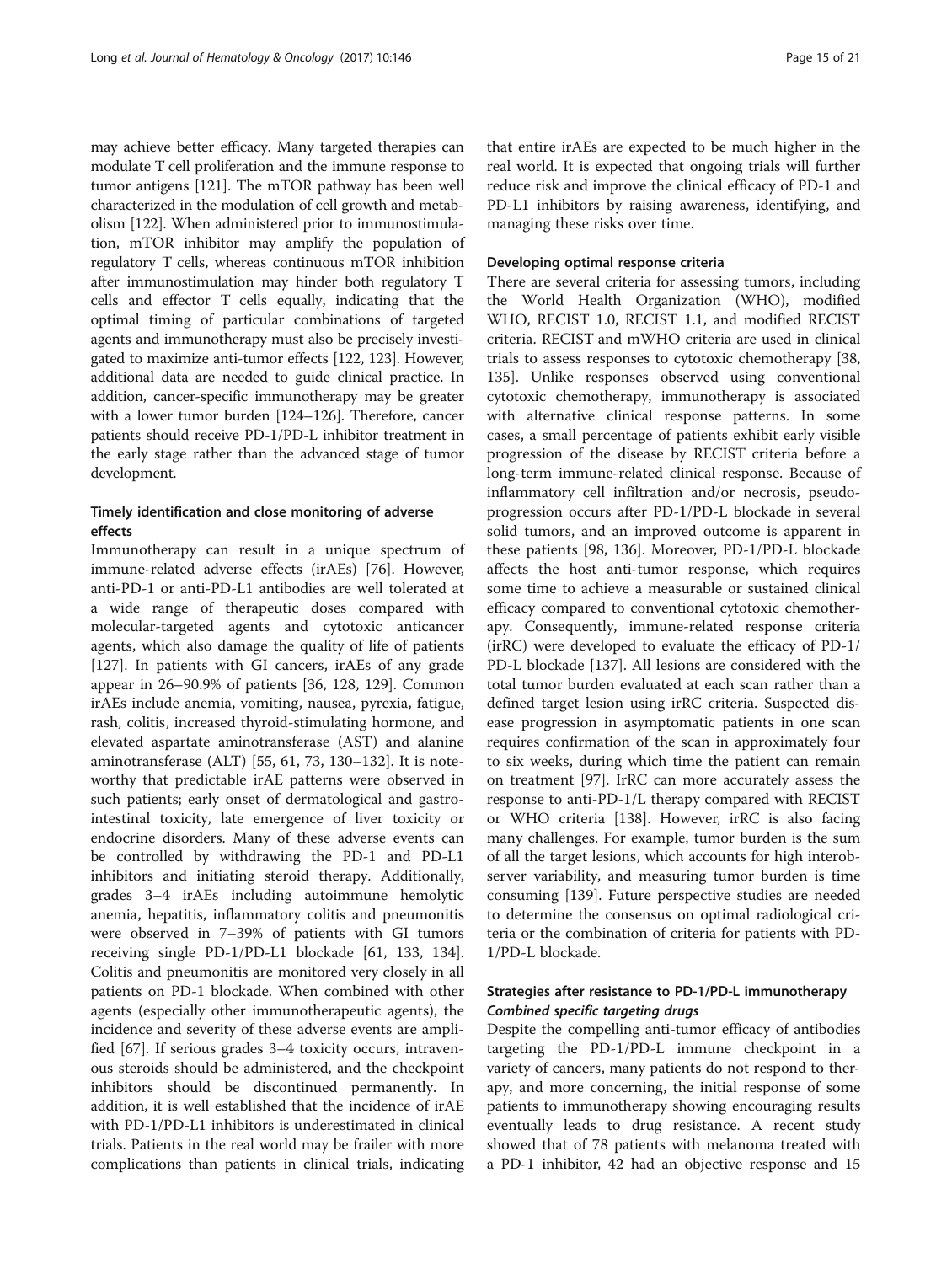may achieve better efficacy. Many targeted therapies can modulate T cell proliferation and the immune response to tumor antigens [121]. The mTOR pathway has been well characterized in the modulation of cell growth and metabolism [122]. When administered prior to immunostimulation, mTOR inhibitor may amplify the population of regulatory T cells, whereas continuous mTOR inhibition after immunostimulation may hinder both regulatory T cells and effector T cells equally, indicating that the optimal timing of particular combinations of targeted agents and immunotherapy must also be precisely investigated to maximize anti-tumor effects [122, 123]. However, additional data are needed to guide clinical practice. In addition, cancer-specific immunotherapy may be greater with a lower tumor burden [124–126]. Therefore, cancer patients should receive PD-1/PD-L inhibitor treatment in the early stage rather than the advanced stage of tumor development.

### Timely identification and close monitoring of adverse effects

Immunotherapy can result in a unique spectrum of immune-related adverse effects (irAEs) [76]. However, anti-PD-1 or anti-PD-L1 antibodies are well tolerated at a wide range of therapeutic doses compared with molecular-targeted agents and cytotoxic anticancer agents, which also damage the quality of life of patients [127]. In patients with GI cancers, irAEs of any grade appear in 26–90.9% of patients [36, 128, 129]. Common irAEs include anemia, vomiting, nausea, pyrexia, fatigue, rash, colitis, increased thyroid-stimulating hormone, and elevated aspartate aminotransferase (AST) and alanine aminotransferase (ALT) [55, 61, 73, 130–132]. It is noteworthy that predictable irAE patterns were observed in such patients; early onset of dermatological and gastrointestinal toxicity, late emergence of liver toxicity or endocrine disorders. Many of these adverse events can be controlled by withdrawing the PD-1 and PD-L1 inhibitors and initiating steroid therapy. Additionally, grades 3–4 irAEs including autoimmune hemolytic anemia, hepatitis, inflammatory colitis and pneumonitis were observed in 7–39% of patients with GI tumors receiving single PD-1/PD-L1 blockade [61, 133, 134]. Colitis and pneumonitis are monitored very closely in all patients on PD-1 blockade. When combined with other agents (especially other immunotherapeutic agents), the incidence and severity of these adverse events are amplified [67]. If serious grades 3–4 toxicity occurs, intravenous steroids should be administered, and the checkpoint inhibitors should be discontinued permanently. In addition, it is well established that the incidence of irAE with PD-1/PD-L1 inhibitors is underestimated in clinical trials. Patients in the real world may be frailer with more complications than patients in clinical trials, indicating that entire irAEs are expected to be much higher in the real world. It is expected that ongoing trials will further reduce risk and improve the clinical efficacy of PD-1 and PD-L1 inhibitors by raising awareness, identifying, and managing these risks over time.

### Developing optimal response criteria

There are several criteria for assessing tumors, including the World Health Organization (WHO), modified WHO, RECIST 1.0, RECIST 1.1, and modified RECIST criteria. RECIST and mWHO criteria are used in clinical trials to assess responses to cytotoxic chemotherapy [38, 135]. Unlike responses observed using conventional cytotoxic chemotherapy, immunotherapy is associated with alternative clinical response patterns. In some cases, a small percentage of patients exhibit early visible progression of the disease by RECIST criteria before a long-term immune-related clinical response. Because of inflammatory cell infiltration and/or necrosis, pseudoprogression occurs after PD-1/PD-L blockade in several solid tumors, and an improved outcome is apparent in these patients [98, 136]. Moreover, PD-1/PD-L blockade affects the host anti-tumor response, which requires some time to achieve a measurable or sustained clinical efficacy compared to conventional cytotoxic chemotherapy. Consequently, immune-related response criteria (irRC) were developed to evaluate the efficacy of PD-1/PD-L blockade [137]. All lesions are considered with the total tumor burden evaluated at each scan rather than a defined target lesion using irRC criteria. Suspected disease progression in asymptomatic patients in one scan requires confirmation of the scan in approximately four to six weeks, during which time the patient can remain on treatment [97]. IrRC can more accurately assess the response to anti-PD-1/L therapy compared with RECIST or WHO criteria [138]. However, irRC is also facing many challenges. For example, tumor burden is the sum of all the target lesions, which accounts for high interobserver variability, and measuring tumor burden is time consuming [139]. Future perspective studies are needed to determine the consensus on optimal radiological criteria or the combination of criteria for patients with PD-1/PD-L blockade.

### Strategies after resistance to PD-1/PD-L immunotherapy

#### *Combined specific targeting drugs*

Despite the compelling anti-tumor efficacy of antibodies targeting the PD-1/PD-L immune checkpoint in a variety of cancers, many patients do not respond to therapy, and more concerning, the initial response of some patients to immunotherapy showing encouraging results eventually leads to drug resistance. A recent study showed that of 78 patients with melanoma treated with a PD-1 inhibitor, 42 had an objective response and 15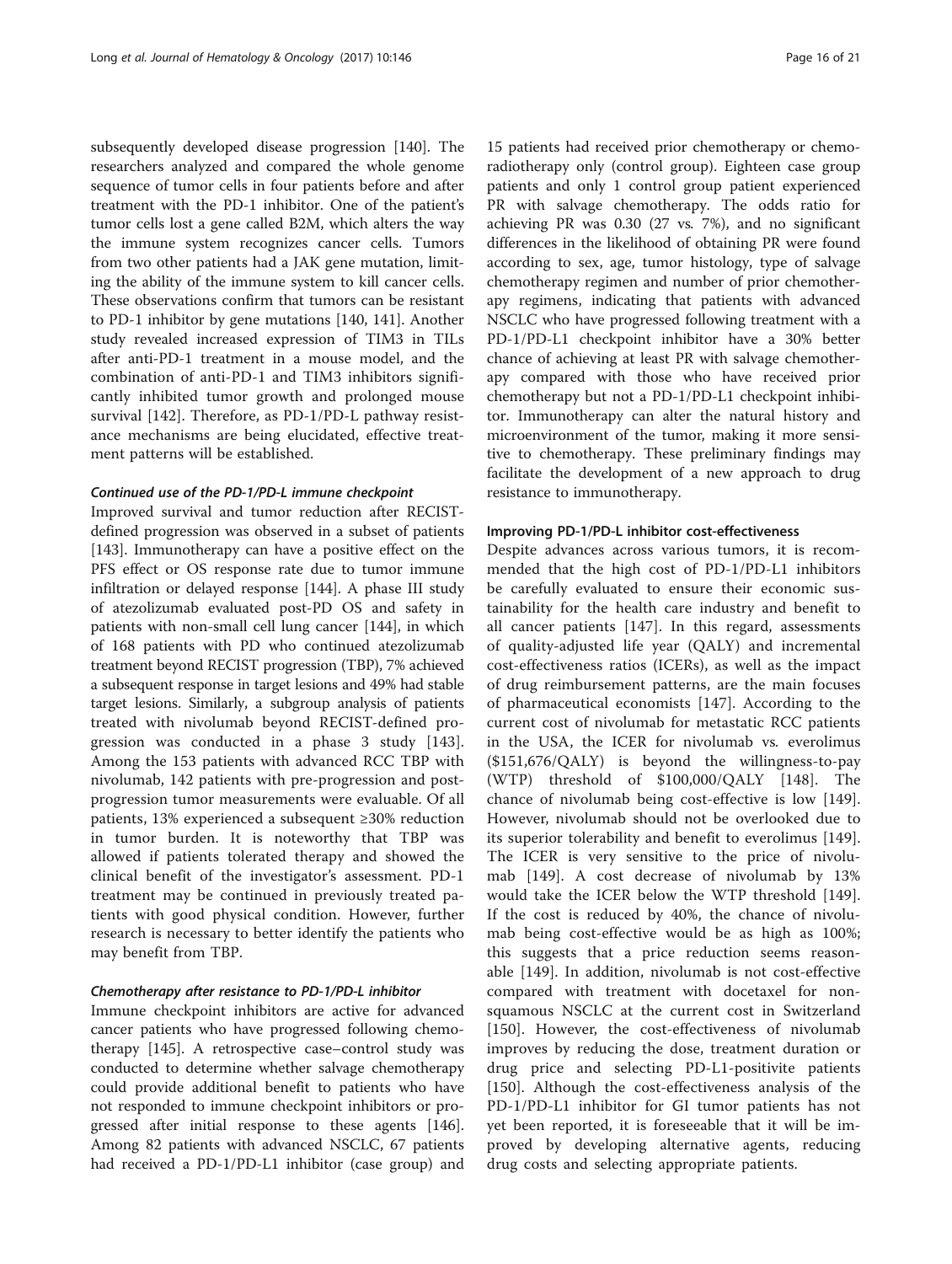subsequently developed disease progression [140]. The researchers analyzed and compared the whole genome sequence of tumor cells in four patients before and after treatment with the PD-1 inhibitor. One of the patient's tumor cells lost a gene called B2M, which alters the way the immune system recognizes cancer cells. Tumors from two other patients had a JAK gene mutation, limiting the ability of the immune system to kill cancer cells. These observations confirm that tumors can be resistant to PD-1 inhibitor by gene mutations [140, 141]. Another study revealed increased expression of TIM3 in TILs after anti-PD-1 treatment in a mouse model, and the combination of anti-PD-1 and TIM3 inhibitors significantly inhibited tumor growth and prolonged mouse survival [142]. Therefore, as PD-1/PD-L pathway resistance mechanisms are being elucidated, effective treatment patterns will be established.

#### *Continued use of the PD-1/PD-L immune checkpoint*

Improved survival and tumor reduction after RECIST-defined progression was observed in a subset of patients [143]. Immunotherapy can have a positive effect on the PFS effect or OS response rate due to tumor immune infiltration or delayed response [144]. A phase III study of atezolizumab evaluated post-PD OS and safety in patients with non-small cell lung cancer [144], in which of 168 patients with PD who continued atezolizumab treatment beyond RECIST progression (TBP), 7% achieved a subsequent response in target lesions and 49% had stable target lesions. Similarly, a subgroup analysis of patients treated with nivolumab beyond RECIST-defined progression was conducted in a phase 3 study [143]. Among the 153 patients with advanced RCC TBP with nivolumab, 142 patients with pre-progression and post-progression tumor measurements were evaluable. Of all patients, 13% experienced a subsequent ≥30% reduction in tumor burden. It is noteworthy that TBP was allowed if patients tolerated therapy and showed the clinical benefit of the investigator's assessment. PD-1 treatment may be continued in previously treated patients with good physical condition. However, further research is necessary to better identify the patients who may benefit from TBP.

#### *Chemotherapy after resistance to PD-1/PD-L inhibitor*

Immune checkpoint inhibitors are active for advanced cancer patients who have progressed following chemotherapy [145]. A retrospective case–control study was conducted to determine whether salvage chemotherapy could provide additional benefit to patients who have not responded to immune checkpoint inhibitors or progressed after initial response to these agents [146]. Among 82 patients with advanced NSCLC, 67 patients had received a PD-1/PD-L1 inhibitor (case group) and 15 patients had received prior chemotherapy or chemoradiotherapy only (control group). Eighteen case group patients and only 1 control group patient experienced PR with salvage chemotherapy. The odds ratio for achieving PR was 0.30 (27 vs. 7%), and no significant differences in the likelihood of obtaining PR were found according to sex, age, tumor histology, type of salvage chemotherapy regimen and number of prior chemotherapy regimens, indicating that patients with advanced NSCLC who have progressed following treatment with a PD-1/PD-L1 checkpoint inhibitor have a 30% better chance of achieving at least PR with salvage chemotherapy compared with those who have received prior chemotherapy but not a PD-1/PD-L1 checkpoint inhibitor. Immunotherapy can alter the natural history and microenvironment of the tumor, making it more sensitive to chemotherapy. These preliminary findings may facilitate the development of a new approach to drug resistance to immunotherapy.

### Improving PD-1/PD-L inhibitor cost-effectiveness

Despite advances across various tumors, it is recommended that the high cost of PD-1/PD-L1 inhibitors be carefully evaluated to ensure their economic sustainability for the health care industry and benefit to all cancer patients [147]. In this regard, assessments of quality-adjusted life year (QALY) and incremental cost-effectiveness ratios (ICERs), as well as the impact of drug reimbursement patterns, are the main focuses of pharmaceutical economists [147]. According to the current cost of nivolumab for metastatic RCC patients in the USA, the ICER for nivolumab vs. everolimus ($151,676/QALY) is beyond the willingness-to-pay (WTP) threshold of $100,000/QALY [148]. The chance of nivolumab being cost-effective is low [149]. However, nivolumab should not be overlooked due to its superior tolerability and benefit to everolimus [149]. The ICER is very sensitive to the price of nivolumab [149]. A cost decrease of nivolumab by 13% would take the ICER below the WTP threshold [149]. If the cost is reduced by 40%, the chance of nivolumab being cost-effective would be as high as 100%; this suggests that a price reduction seems reasonable [149]. In addition, nivolumab is not cost-effective compared with treatment with docetaxel for non-squamous NSCLC at the current cost in Switzerland [150]. However, the cost-effectiveness of nivolumab improves by reducing the dose, treatment duration or drug price and selecting PD-L1-positivite patients [150]. Although the cost-effectiveness analysis of the PD-1/PD-L1 inhibitor for GI tumor patients has not yet been reported, it is foreseeable that it will be improved by developing alternative agents, reducing drug costs and selecting appropriate patients.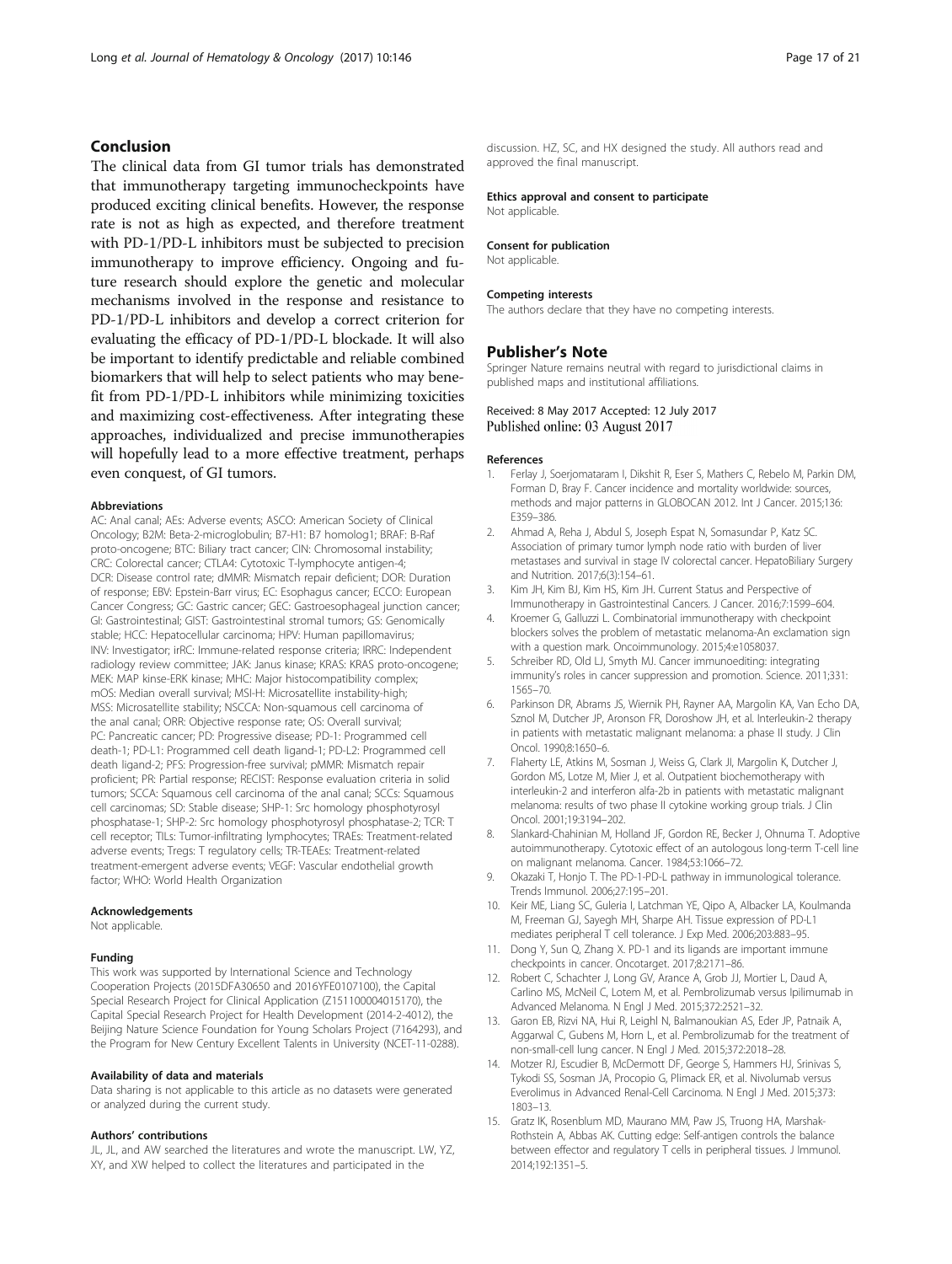## Conclusion

The clinical data from GI tumor trials has demonstrated that immunotherapy targeting immunocheckpoints have produced exciting clinical benefits. However, the response rate is not as high as expected, and therefore treatment with PD-1/PD-L inhibitors must be subjected to precision immunotherapy to improve efficiency. Ongoing and future research should explore the genetic and molecular mechanisms involved in the response and resistance to PD-1/PD-L inhibitors and develop a correct criterion for evaluating the efficacy of PD-1/PD-L blockade. It will also be important to identify predictable and reliable combined biomarkers that will help to select patients who may benefit from PD-1/PD-L inhibitors while minimizing toxicities and maximizing cost-effectiveness. After integrating these approaches, individualized and precise immunotherapies will hopefully lead to a more effective treatment, perhaps even conquest, of GI tumors.

#### Abbreviations

AC: Anal canal; AEs: Adverse events; ASCO: American Society of Clinical Oncology; B2M: Beta-2-microglobulin; B7-H1: B7 homolog1; BRAF: B-Raf proto-oncogene; BTC: Biliary tract cancer; CIN: Chromosomal instability; CRC: Colorectal cancer; CTLA4: Cytotoxic T-lymphocyte antigen-4; DCR: Disease control rate; dMMR: Mismatch repair deficient; DOR: Duration of response; EBV: Epstein-Barr virus; EC: Esophagus cancer; ECCO: European Cancer Congress; GC: Gastric cancer; GEC: Gastroesophageal junction cancer; GI: Gastrointestinal; GIST: Gastrointestinal stromal tumors; GS: Genomically stable; HCC: Hepatocellular carcinoma; HPV: Human papillomavirus; INV: Investigator; irRC: Immune-related response criteria; IRRC: Independent radiology review committee; JAK: Janus kinase; KRAS: KRAS proto-oncogene; MEK: MAP kinse-ERK kinase; MHC: Major histocompatibility complex; mOS: Median overall survival; MSI-H: Microsatellite instability-high; MSS: Microsatellite stability; NSCCA: Non-squamous cell carcinoma of the anal canal; ORR: Objective response rate; OS: Overall survival; PC: Pancreatic cancer; PD: Progressive disease; PD-1: Programmed cell death-1; PD-L1: Programmed cell death ligand-1; PD-L2: Programmed cell death ligand-2; PFS: Progression-free survival; pMMR: Mismatch repair proficient; PR: Partial response; RECIST: Response evaluation criteria in solid tumors; SCCA: Squamous cell carcinoma of the anal canal; SCCs: Squamous cell carcinomas; SD: Stable disease; SHP-1: Src homology phosphotyrosyl phosphatase-1; SHP-2: Src homology phosphotyrosyl phosphatase-2; TCR: T cell receptor; TILs: Tumor-infiltrating lymphocytes; TRAEs: Treatment-related adverse events; Tregs: T regulatory cells; TR-TEAEs: Treatment-related treatment-emergent adverse events; VEGF: Vascular endothelial growth factor; WHO: World Health Organization

#### Acknowledgements

Not applicable.

#### Funding

This work was supported by International Science and Technology Cooperation Projects (2015DFA30650 and 2016YFE0107100), the Capital Special Research Project for Clinical Application (Z151100004015170), the Capital Special Research Project for Health Development (2014-2-4012), the Beijing Nature Science Foundation for Young Scholars Project (7164293), and the Program for New Century Excellent Talents in University (NCET-11-0288).

#### Availability of data and materials

Data sharing is not applicable to this article as no datasets were generated or analyzed during the current study.

#### Authors' contributions

JL, JL, and AW searched the literatures and wrote the manuscript. LW, YZ, XY, and XW helped to collect the literatures and participated in the discussion. HZ, SC, and HX designed the study. All authors read and approved the final manuscript.

#### Ethics approval and consent to participate

Not applicable.

#### Consent for publication

Not applicable.

#### Competing interests

The authors declare that they have no competing interests.

## Publisher's Note

Springer Nature remains neutral with regard to jurisdictional claims in published maps and institutional affiliations.

Received: 8 May 2017 Accepted: 12 July 2017
Published online: 03 August 2017

#### References

1. Ferlay J, Soerjomataram I, Dikshit R, Eser S, Mathers C, Rebelo M, Parkin DM, Forman D, Bray F. Cancer incidence and mortality worldwide: sources, methods and major patterns in GLOBOCAN 2012. Int J Cancer. 2015;136:E359–386.
2. Ahmad A, Reha J, Abdul S, Joseph Espat N, Somasundar P, Katz SC. Association of primary tumor lymph node ratio with burden of liver metastases and survival in stage IV colorectal cancer. HepatoBiliary Surgery and Nutrition. 2017;6(3):154–61.
3. Kim JH, Kim BJ, Kim HS, Kim JH. Current Status and Perspective of Immunotherapy in Gastrointestinal Cancers. J Cancer. 2016;7:1599–604.
4. Kroemer G, Galluzzi L. Combinatorial immunotherapy with checkpoint blockers solves the problem of metastatic melanoma-An exclamation sign with a question mark. Oncoimmunology. 2015;4:e1058037.
5. Schreiber RD, Old LJ, Smyth MJ. Cancer immunoediting: integrating immunity's roles in cancer suppression and promotion. Science. 2011;331:1565–70.
6. Parkinson DR, Abrams JS, Wiernik PH, Rayner AA, Margolin KA, Van Echo DA, Sznol M, Dutcher JP, Aronson FR, Doroshow JH, et al. Interleukin-2 therapy in patients with metastatic malignant melanoma: a phase II study. J Clin Oncol. 1990;8:1650–6.
7. Flaherty LE, Atkins M, Sosman J, Weiss G, Clark JI, Margolin K, Dutcher J, Gordon MS, Lotze M, Mier J, et al. Outpatient biochemotherapy with interleukin-2 and interferon alfa-2b in patients with metastatic malignant melanoma: results of two phase II cytokine working group trials. J Clin Oncol. 2001;19:3194–202.
8. Slankard-Chahinian M, Holland JF, Gordon RE, Becker J, Ohnuma T. Adoptive autoimmunotherapy. Cytotoxic effect of an autologous long-term T-cell line on malignant melanoma. Cancer. 1984;53:1066–72.
9. Okazaki T, Honjo T. The PD-1-PD-L pathway in immunological tolerance. Trends Immunol. 2006;27:195–201.
10. Keir ME, Liang SC, Guleria I, Latchman YE, Qipo A, Albacker LA, Koulmanda M, Freeman GJ, Sayegh MH, Sharpe AH. Tissue expression of PD-L1 mediates peripheral T cell tolerance. J Exp Med. 2006;203:883–95.
11. Dong Y, Sun Q, Zhang X. PD-1 and its ligands are important immune checkpoints in cancer. Oncotarget. 2017;8:2171–86.
12. Robert C, Schachter J, Long GV, Arance A, Grob JJ, Mortier L, Daud A, Carlino MS, McNeil C, Lotem M, et al. Pembrolizumab versus Ipilimumab in Advanced Melanoma. N Engl J Med. 2015;372:2521–32.
13. Garon EB, Rizvi NA, Hui R, Leighl N, Balmanoukian AS, Eder JP, Patnaik A, Aggarwal C, Gubens M, Horn L, et al. Pembrolizumab for the treatment of non-small-cell lung cancer. N Engl J Med. 2015;372:2018–28.
14. Motzer RJ, Escudier B, McDermott DF, George S, Hammers HJ, Srinivas S, Tykodi SS, Sosman JA, Procopio G, Plimack ER, et al. Nivolumab versus Everolimus in Advanced Renal-Cell Carcinoma. N Engl J Med. 2015;373:1803–13.
15. Gratz IK, Rosenblum MD, Maurano MM, Paw JS, Truong HA, Marshak-Rothstein A, Abbas AK. Cutting edge: Self-antigen controls the balance between effector and regulatory T cells in peripheral tissues. J Immunol. 2014;192:1351–5.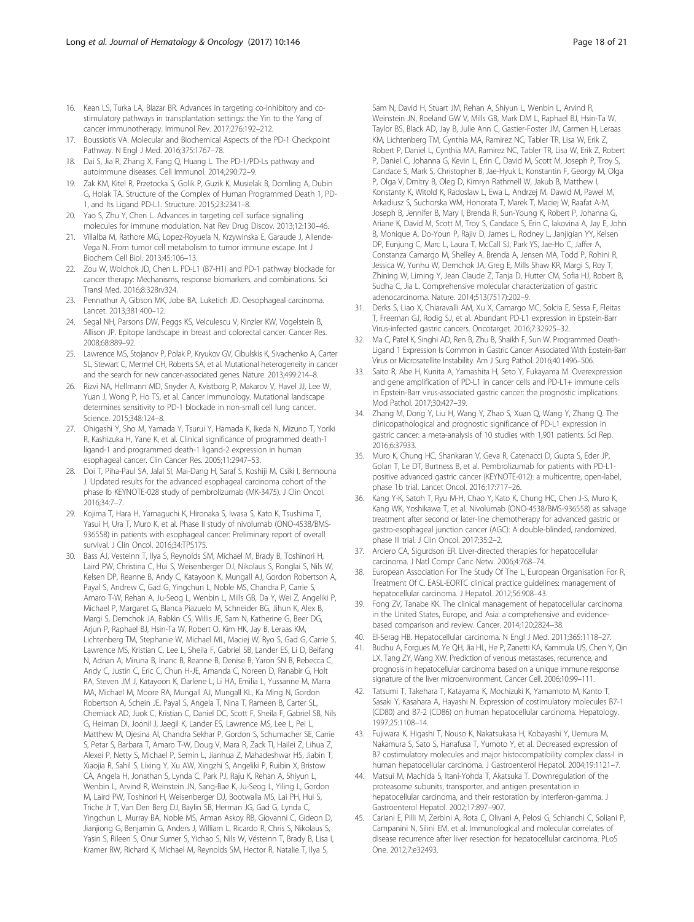16. Kean LS, Turka LA, Blazar BR. Advances in targeting co-inhibitory and co-stimulatory pathways in transplantation settings: the Yin to the Yang of cancer immunotherapy. Immunol Rev. 2017;276:192–212.
17. Boussiotis VA. Molecular and Biochemical Aspects of the PD-1 Checkpoint Pathway. N Engl J Med. 2016;375:1767–78.
18. Dai S, Jia R, Zhang X, Fang Q, Huang L. The PD-1/PD-Ls pathway and autoimmune diseases. Cell Immunol. 2014;290:72–9.
19. Zak KM, Kitel R, Przetocka S, Golik P, Guzik K, Musielak B, Domling A, Dubin G, Holak TA. Structure of the Complex of Human Programmed Death 1, PD-1, and Its Ligand PD-L1. Structure. 2015;23:2341–8.
20. Yao S, Zhu Y, Chen L. Advances in targeting cell surface signalling molecules for immune modulation. Nat Rev Drug Discov. 2013;12:130–46.
21. Villalba M, Rathore MG, Lopez-Royuela N, Krzywinska E, Garaude J, Allende-Vega N. From tumor cell metabolism to tumor immune escape. Int J Biochem Cell Biol. 2013;45:106–13.
22. Zou W, Wolchok JD, Chen L. PD-L1 (B7-H1) and PD-1 pathway blockade for cancer therapy: Mechanisms, response biomarkers, and combinations. Sci Transl Med. 2016;8:328rv324.
23. Pennathur A, Gibson MK, Jobe BA, Luketich JD. Oesophageal carcinoma. Lancet. 2013;381:400–12.
24. Segal NH, Parsons DW, Peggs KS, Velculescu V, Kinzler KW, Vogelstein B, Allison JP. Epitope landscape in breast and colorectal cancer. Cancer Res. 2008;68:889–92.
25. Lawrence MS, Stojanov P, Polak P, Kryukov GV, Cibulskis K, Sivachenko A, Carter SL, Stewart C, Mermel CH, Roberts SA, et al. Mutational heterogeneity in cancer and the search for new cancer-associated genes. Nature. 2013;499:214–8.
26. Rizvi NA, Hellmann MD, Snyder A, Kvistborg P, Makarov V, Havel JJ, Lee W, Yuan J, Wong P, Ho TS, et al. Cancer immunology. Mutational landscape determines sensitivity to PD-1 blockade in non-small cell lung cancer. Science. 2015;348:124–8.
27. Ohigashi Y, Sho M, Yamada Y, Tsurui Y, Hamada K, Ikeda N, Mizuno T, Yoriki R, Kashizuka H, Yane K, et al. Clinical significance of programmed death-1 ligand-1 and programmed death-1 ligand-2 expression in human esophageal cancer. Clin Cancer Res. 2005;11:2947–53.
28. Doi T, Piha-Paul SA, Jalal SI, Mai-Dang H, Saraf S, Koshiji M, Csiki I, Bennouna J. Updated results for the advanced esophageal carcinoma cohort of the phase Ib KEYNOTE-028 study of pembrolizumab (MK-3475). J Clin Oncol. 2016;34:7–7.
29. Kojima T, Hara H, Yamaguchi K, Hironaka S, Iwasa S, Kato K, Tsushima T, Yasui H, Ura T, Muro K, et al. Phase II study of nivolumab (ONO-4538/BMS-936558) in patients with esophageal cancer: Preliminary report of overall survival. J Clin Oncol. 2016;34:TPS175.
30. Bass AJ, Vesteinn T, Ilya S, Reynolds SM, Michael M, Brady B, Toshinori H, Laird PW, Christina C, Hui S, Weisenberger DJ, Nikolaus S, Ronglai S, Nils W, Kelsen DP, Reanne B, Andy C, Katayoon K, Mungall AJ, Gordon Robertson A, Payal S, Andrew C, Gad G, Yingchun L, Noble MS, Chandra P, Carrie S, Amaro T-W, Rehan A, Ju-Seog L, Wenbin L, Mills GB, Da Y, Wei Z, Angeliki P, Michael P, Margaret G, Blanca Piazuelo M, Schneider BG, Jihun K, Alex B, Margi S, Demchok JA, Rabkin CS, Willis JE, Sam N, Katherine G, Beer DG, Arjun P, Raphael BJ, Hsin-Ta W, Robert O, Kim HK, Jay B, Leraas KM, Lichtenberg TM, Stephanie W, Michael ML, Maciej W, Ryo S, Gad G, Carrie S, Lawrence MS, Kristian C, Lee L, Sheila F, Gabriel SB, Lander ES, Li D, Beifang N, Adrian A, Miruna B, Inanc B, Reanne B, Denise B, Yaron SN B, Rebecca C, Andy C, Justin C, Eric C, Chun H-JE, Amanda C, Noreen D, Ranabir G, Holt RA, Steven JM J, Katayoon K, Darlene L, Li HA, Emilia L, Yussanne M, Marra MA, Michael M, Moore RA, Mungall AJ, Mungall KL, Ka Ming N, Gordon Robertson A, Schein JE, Payal S, Angela T, Nina T, Rameen B, Carter SL, Cherniack AD, Juok C, Kristian C, Daniel DC, Scott F, Sheila F, Gabriel SB, Nils G, Heiman DI, Joonil J, Jaegil K, Lander ES, Lawrence MS, Lee L, Pei L, Matthew M, Ojesina AI, Chandra Sekhar P, Gordon S, Schumacher SE, Carrie S, Petar S, Barbara T, Amaro T-W, Doug V, Mara R, Zack TI, Hailei Z, Lihua Z, Alexei P, Netty S, Michael P, Semin L, Jianhua Z, Mahadeshwar HS, Jiabin T, Xiaojia R, Sahil S, Lixing Y, Xu AW, Xingzhi S, Angeliki P, Ruibin X, Bristow CA, Angela H, Jonathan S, Lynda C, Park PJ, Raju K, Rehan A, Shiyun L, Wenbin L, Arvind R, Weinstein JN, Sang-Bae K, Ju-Seog L, Yiling L, Gordon M, Laird PW, Toshinori H, Weisenberger DJ, Bootwalla MS, Lai PH, Hui S, Triche Jr T, Van Den Berg DJ, Baylin SB, Herman JG, Gad G, Lynda C, Yingchun L, Murray BA, Noble MS, Arman Askoy RB, Giovanni C, Gideon D, Jianjiong G, Benjamin G, Anders J, William L, Ricardo R, Chris S, Nikolaus S, Yasin S, Rileen S, Onur Sumer S, Yichao S, Nils W, Vésteinn T, Brady B, Lisa I, Kramer RW, Richard K, Michael M, Reynolds SM, Hector R, Natalie T, Ilya S, Sam N, David H, Stuart JM, Rehan A, Shiyun L, Wenbin L, Arvind R, Weinstein JN, Roeland GW V, Mills GB, Mark DM L, Raphael BJ, Hsin-Ta W, Taylor BS, Black AD, Jay B, Julie Ann C, Gastier-Foster JM, Carmen H, Leraas KM, Lichtenberg TM, Cynthia MA, Ramirez NC, Tabler TR, Lisa W, Erik Z, Robert P, Daniel L, Cynthia MA, Ramirez NC, Tabler TR, Lisa W, Erik Z, Robert P, Daniel C, Johanna G, Kevin L, Erin C, David M, Scott M, Joseph P, Troy S, Candace S, Mark S, Christopher B, Jae-Hyuk L, Konstantin F, Georgy M, Olga P, Olga V, Dmitry B, Oleg D, Kimryn Rathmell W, Jakub B, Matthew I, Konstanty K, Witold K, Radoslaw L, Ewa L, Andrzej M, Dawid M, Pawel M, Arkadiusz S, Suchorska WM, Honorata T, Marek T, Maciej W, Raafat A-M, Joseph B, Jennifer B, Mary I, Brenda R, Sun-Young K, Robert P, Johanna G, Ariane K, David M, Scott M, Troy S, Candace S, Erin C, Iakovina A, Jay E, John B, Monique A, Do-Youn P, Rajiv D, James L, Rodney L, Janjigian YY, Kelsen DP, Eunjung C, Marc L, Laura T, McCall SJ, Park YS, Jae-Ho C, Jaffer A, Constanza Camargo M, Shelley A, Brenda A, Jensen MA, Todd P, Rohini R, Jessica W, Yunhu W, Demchok JA, Greg E, Mills Shaw KR, Margi S, Roy T, Zhining W, Liming Y, Jean Claude Z, Tanja D, Hutter CM, Sofia HJ, Robert B, Sudha C, Jia L. Comprehensive molecular characterization of gastric adenocarcinoma. Nature. 2014;513(7517):202–9.
31. Derks S, Liao X, Chiaravalli AM, Xu X, Camargo MC, Solcia E, Sessa F, Fleitas T, Freeman GJ, Rodig SJ, et al. Abundant PD-L1 expression in Epstein-Barr Virus-infected gastric cancers. Oncotarget. 2016;7:32925–32.
32. Ma C, Patel K, Singhi AD, Ren B, Zhu B, Shaikh F, Sun W. Programmed Death-Ligand 1 Expression Is Common in Gastric Cancer Associated With Epstein-Barr Virus or Microsatellite Instability. Am J Surg Pathol. 2016;40:1496–506.
33. Saito R, Abe H, Kunita A, Yamashita H, Seto Y, Fukayama M. Overexpression and gene amplification of PD-L1 in cancer cells and PD-L1+ immune cells in Epstein-Barr virus-associated gastric cancer: the prognostic implications. Mod Pathol. 2017;30:427–39.
34. Zhang M, Dong Y, Liu H, Wang Y, Zhao S, Xuan Q, Wang Y, Zhang Q. The clinicopathological and prognostic significance of PD-L1 expression in gastric cancer: a meta-analysis of 10 studies with 1,901 patients. Sci Rep. 2016;6:37933.
35. Muro K, Chung HC, Shankaran V, Geva R, Catenacci D, Gupta S, Eder JP, Golan T, Le DT, Burtness B, et al. Pembrolizumab for patients with PD-L1-positive advanced gastric cancer (KEYNOTE-012): a multicentre, open-label, phase 1b trial. Lancet Oncol. 2016;17:717–26.
36. Kang Y-K, Satoh T, Ryu M-H, Chao Y, Kato K, Chung HC, Chen J-S, Muro K, Kang WK, Yoshikawa T, et al. Nivolumab (ONO-4538/BMS-936558) as salvage treatment after second or later-line chemotherapy for advanced gastric or gastro-esophageal junction cancer (AGC): A double-blinded, randomized, phase III trial. J Clin Oncol. 2017;35:2–2.
37. Arciero CA, Sigurdson ER. Liver-directed therapies for hepatocellular carcinoma. J Natl Compr Canc Netw. 2006;4:768–74.
38. European Association For The Study Of The L, European Organisation For R, Treatment Of C. EASL-EORTC clinical practice guidelines: management of hepatocellular carcinoma. J Hepatol. 2012;56:908–43.
39. Fong ZV, Tanabe KK. The clinical management of hepatocellular carcinoma in the United States, Europe, and Asia: a comprehensive and evidence-based comparison and review. Cancer. 2014;120:2824–38.
40. El-Serag HB. Hepatocellular carcinoma. N Engl J Med. 2011;365:1118–27.
41. Budhu A, Forgues M, Ye QH, Jia HL, He P, Zanetti KA, Kammula US, Chen Y, Qin LX, Tang ZY, Wang XW. Prediction of venous metastases, recurrence, and prognosis in hepatocellular carcinoma based on a unique immune response signature of the liver microenvironment. Cancer Cell. 2006;10:99–111.
42. Tatsumi T, Takehara T, Katayama K, Mochizuki K, Yamamoto M, Kanto T, Sasaki Y, Kasahara A, Hayashi N. Expression of costimulatory molecules B7-1 (CD80) and B7-2 (CD86) on human hepatocellular carcinoma. Hepatology. 1997;25:1108–14.
43. Fujiwara K, Higashi T, Nouso K, Nakatsukasa H, Kobayashi Y, Uemura M, Nakamura S, Sato S, Hanafusa T, Yumoto Y, et al. Decreased expression of B7 costimulatory molecules and major histocompatibility complex class-I in human hepatocellular carcinoma. J Gastroenterol Hepatol. 2004;19:1121–7.
44. Matsui M, Machida S, Itani-Yohda T, Akatsuka T. Downregulation of the proteasome subunits, transporter, and antigen presentation in hepatocellular carcinoma, and their restoration by interferon-gamma. J Gastroenterol Hepatol. 2002;17:897–907.
45. Cariani E, Pilli M, Zerbini A, Rota C, Olivani A, Pelosi G, Schianchi C, Soliani P, Campanini N, Silini EM, et al. Immunological and molecular correlates of disease recurrence after liver resection for hepatocellular carcinoma. PLoS One. 2012;7:e32493.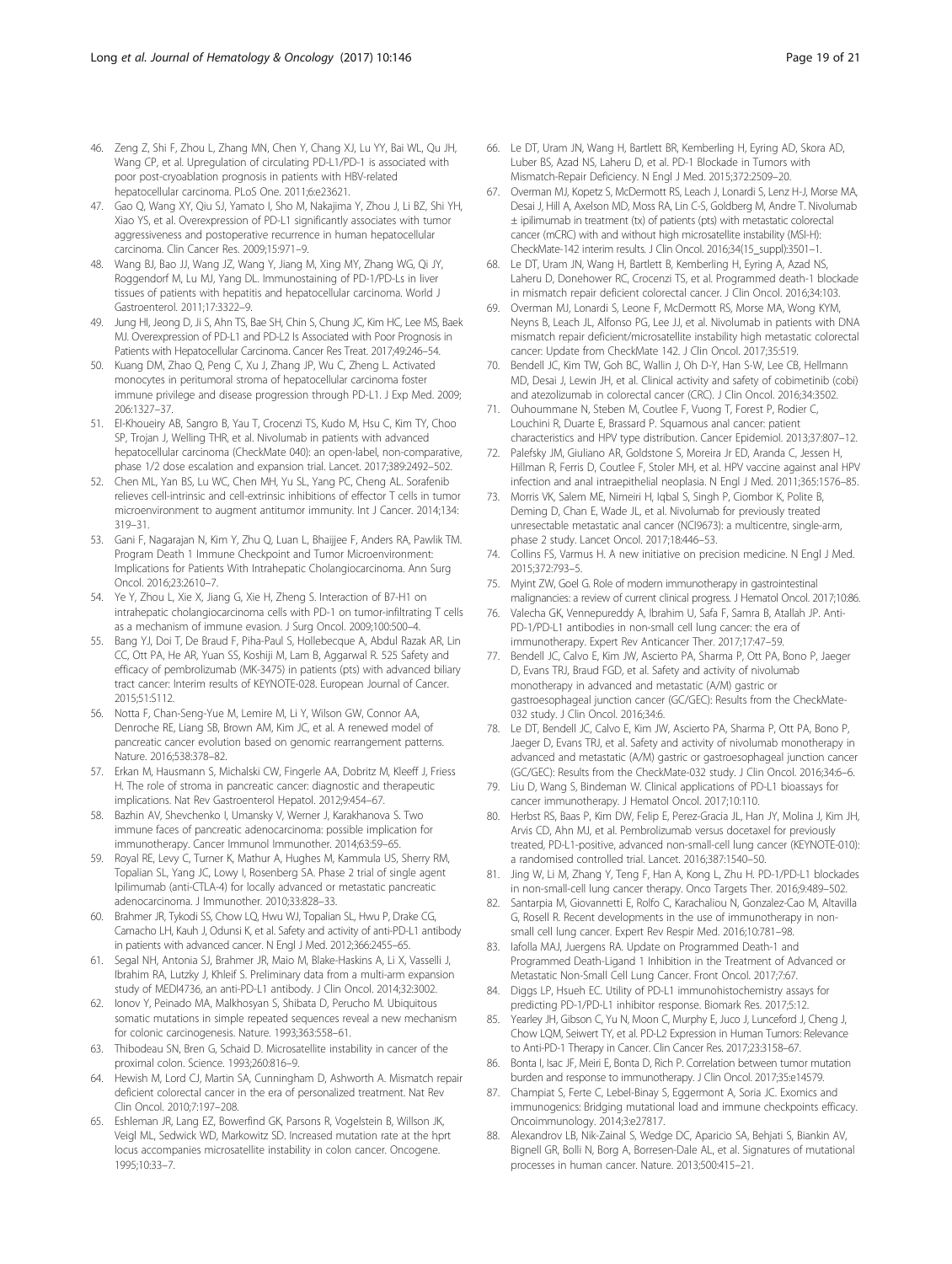46. Zeng Z, Shi F, Zhou L, Zhang MN, Chen Y, Chang XJ, Lu YY, Bai WL, Qu JH, Wang CP, et al. Upregulation of circulating PD-L1/PD-1 is associated with poor post-cryoablation prognosis in patients with HBV-related hepatocellular carcinoma. PLoS One. 2011;6:e23621.
47. Gao Q, Wang XY, Qiu SJ, Yamato I, Sho M, Nakajima Y, Zhou J, Li BZ, Shi YH, Xiao YS, et al. Overexpression of PD-L1 significantly associates with tumor aggressiveness and postoperative recurrence in human hepatocellular carcinoma. Clin Cancer Res. 2009;15:971–9.
48. Wang BJ, Bao JJ, Wang JZ, Wang Y, Jiang M, Xing MY, Zhang WG, Qi JY, Roggendorf M, Lu MJ, Yang DL. Immunostaining of PD-1/PD-Ls in liver tissues of patients with hepatitis and hepatocellular carcinoma. World J Gastroenterol. 2011;17:3322–9.
49. Jung HI, Jeong D, Ji S, Ahn TS, Bae SH, Chin S, Chung JC, Kim HC, Lee MS, Baek MJ. Overexpression of PD-L1 and PD-L2 Is Associated with Poor Prognosis in Patients with Hepatocellular Carcinoma. Cancer Res Treat. 2017;49:246–54.
50. Kuang DM, Zhao Q, Peng C, Xu J, Zhang JP, Wu C, Zheng L. Activated monocytes in peritumoral stroma of hepatocellular carcinoma foster immune privilege and disease progression through PD-L1. J Exp Med. 2009;206:1327–37.
51. El-Khoueiry AB, Sangro B, Yau T, Crocenzi TS, Kudo M, Hsu C, Kim TY, Choo SP, Trojan J, Welling THR, et al. Nivolumab in patients with advanced hepatocellular carcinoma (CheckMate 040): an open-label, non-comparative, phase 1/2 dose escalation and expansion trial. Lancet. 2017;389:2492–502.
52. Chen ML, Yan BS, Lu WC, Chen MH, Yu SL, Yang PC, Cheng AL. Sorafenib relieves cell-intrinsic and cell-extrinsic inhibitions of effector T cells in tumor microenvironment to augment antitumor immunity. Int J Cancer. 2014;134:319–31.
53. Gani F, Nagarajan N, Kim Y, Zhu Q, Luan L, Bhaijjee F, Anders RA, Pawlik TM. Program Death 1 Immune Checkpoint and Tumor Microenvironment: Implications for Patients With Intrahepatic Cholangiocarcinoma. Ann Surg Oncol. 2016;23:2610–7.
54. Ye Y, Zhou L, Xie X, Jiang G, Xie H, Zheng S. Interaction of B7-H1 on intrahepatic cholangiocarcinoma cells with PD-1 on tumor-infiltrating T cells as a mechanism of immune evasion. J Surg Oncol. 2009;100:500–4.
55. Bang YJ, Doi T, De Braud F, Piha-Paul S, Hollebecque A, Abdul Razak AR, Lin CC, Ott PA, He AR, Yuan SS, Koshiji M, Lam B, Aggarwal R. 525 Safety and efficacy of pembrolizumab (MK-3475) in patients (pts) with advanced biliary tract cancer: Interim results of KEYNOTE-028. European Journal of Cancer. 2015;51:S112.
56. Notta F, Chan-Seng-Yue M, Lemire M, Li Y, Wilson GW, Connor AA, Denroche RE, Liang SB, Brown AM, Kim JC, et al. A renewed model of pancreatic cancer evolution based on genomic rearrangement patterns. Nature. 2016;538:378–82.
57. Erkan M, Hausmann S, Michalski CW, Fingerle AA, Dobritz M, Kleeff J, Friess H. The role of stroma in pancreatic cancer: diagnostic and therapeutic implications. Nat Rev Gastroenterol Hepatol. 2012;9:454–67.
58. Bazhin AV, Shevchenko I, Umansky V, Werner J, Karakhanova S. Two immune faces of pancreatic adenocarcinoma: possible implication for immunotherapy. Cancer Immunol Immunother. 2014;63:59–65.
59. Royal RE, Levy C, Turner K, Mathur A, Hughes M, Kammula US, Sherry RM, Topalian SL, Yang JC, Lowy I, Rosenberg SA. Phase 2 trial of single agent Ipilimumab (anti-CTLA-4) for locally advanced or metastatic pancreatic adenocarcinoma. J Immunother. 2010;33:828–33.
60. Brahmer JR, Tykodi SS, Chow LQ, Hwu WJ, Topalian SL, Hwu P, Drake CG, Camacho LH, Kauh J, Odunsi K, et al. Safety and activity of anti-PD-L1 antibody in patients with advanced cancer. N Engl J Med. 2012;366:2455–65.
61. Segal NH, Antonia SJ, Brahmer JR, Maio M, Blake-Haskins A, Li X, Vasselli J, Ibrahim RA, Lutzky J, Khleif S. Preliminary data from a multi-arm expansion study of MEDI4736, an anti-PD-L1 antibody. J Clin Oncol. 2014;32:3002.
62. Ionov Y, Peinado MA, Malkhosyan S, Shibata D, Perucho M. Ubiquitous somatic mutations in simple repeated sequences reveal a new mechanism for colonic carcinogenesis. Nature. 1993;363:558–61.
63. Thibodeau SN, Bren G, Schaid D. Microsatellite instability in cancer of the proximal colon. Science. 1993;260:816–9.
64. Hewish M, Lord CJ, Martin SA, Cunningham D, Ashworth A. Mismatch repair deficient colorectal cancer in the era of personalized treatment. Nat Rev Clin Oncol. 2010;7:197–208.
65. Eshleman JR, Lang EZ, Bowerfind GK, Parsons R, Vogelstein B, Willson JK, Veigl ML, Sedwick WD, Markowitz SD. Increased mutation rate at the hprt locus accompanies microsatellite instability in colon cancer. Oncogene. 1995;10:33–7.
66. Le DT, Uram JN, Wang H, Bartlett BR, Kemberling H, Eyring AD, Skora AD, Luber BS, Azad NS, Laheru D, et al. PD-1 Blockade in Tumors with Mismatch-Repair Deficiency. N Engl J Med. 2015;372:2509–20.
67. Overman MJ, Kopetz S, McDermott RS, Leach J, Lonardi S, Lenz H-J, Morse MA, Desai J, Hill A, Axelson MD, Moss RA, Lin C-S, Goldberg M, Andre T. Nivolumab ± ipilimumab in treatment (tx) of patients (pts) with metastatic colorectal cancer (mCRC) with and without high microsatellite instability (MSI-H): CheckMate-142 interim results. J Clin Oncol. 2016;34(15_suppl):3501–1.
68. Le DT, Uram JN, Wang H, Bartlett B, Kemberling H, Eyring A, Azad NS, Laheru D, Donehower RC, Crocenzi TS, et al. Programmed death-1 blockade in mismatch repair deficient colorectal cancer. J Clin Oncol. 2016;34:103.
69. Overman MJ, Lonardi S, Leone F, McDermott RS, Morse MA, Wong KYM, Neyns B, Leach JL, Alfonso PG, Lee JJ, et al. Nivolumab in patients with DNA mismatch repair deficient/microsatellite instability high metastatic colorectal cancer: Update from CheckMate 142. J Clin Oncol. 2017;35:519.
70. Bendell JC, Kim TW, Goh BC, Wallin J, Oh D-Y, Han S-W, Lee CB, Hellmann MD, Desai J, Lewin JH, et al. Clinical activity and safety of cobimetinib (cobi) and atezolizumab in colorectal cancer (CRC). J Clin Oncol. 2016;34:3502.
71. Ouhoummane N, Steben M, Coutlee F, Vuong T, Forest P, Rodier C, Louchini R, Duarte E, Brassard P. Squamous anal cancer: patient characteristics and HPV type distribution. Cancer Epidemiol. 2013;37:807–12.
72. Palefsky JM, Giuliano AR, Goldstone S, Moreira Jr ED, Aranda C, Jessen H, Hillman R, Ferris D, Coutlee F, Stoler MH, et al. HPV vaccine against anal HPV infection and anal intraepithelial neoplasia. N Engl J Med. 2011;365:1576–85.
73. Morris VK, Salem ME, Nimeiri H, Iqbal S, Singh P, Ciombor K, Polite B, Deming D, Chan E, Wade JL, et al. Nivolumab for previously treated unresectable metastatic anal cancer (NCI9673): a multicentre, single-arm, phase 2 study. Lancet Oncol. 2017;18:446–53.
74. Collins FS, Varmus H. A new initiative on precision medicine. N Engl J Med. 2015;372:793–5.
75. Myint ZW, Goel G. Role of modern immunotherapy in gastrointestinal malignancies: a review of current clinical progress. J Hematol Oncol. 2017;10:86.
76. Valecha GK, Vennepureddy A, Ibrahim U, Safa F, Samra B, Atallah JP. Anti-PD-1/PD-L1 antibodies in non-small cell lung cancer: the era of immunotherapy. Expert Rev Anticancer Ther. 2017;17:47–59.
77. Bendell JC, Calvo E, Kim JW, Ascierto PA, Sharma P, Ott PA, Bono P, Jaeger D, Evans TRJ, Braud FGD, et al. Safety and activity of nivolumab monotherapy in advanced and metastatic (A/M) gastric or gastroesophageal junction cancer (GC/GEC): Results from the CheckMate-032 study. J Clin Oncol. 2016;34:6.
78. Le DT, Bendell JC, Calvo E, Kim JW, Ascierto PA, Sharma P, Ott PA, Bono P, Jaeger D, Evans TRJ, et al. Safety and activity of nivolumab monotherapy in advanced and metastatic (A/M) gastric or gastroesophageal junction cancer (GC/GEC): Results from the CheckMate-032 study. J Clin Oncol. 2016;34:6–6.
79. Liu D, Wang S, Bindeman W. Clinical applications of PD-L1 bioassays for cancer immunotherapy. J Hematol Oncol. 2017;10:110.
80. Herbst RS, Baas P, Kim DW, Felip E, Perez-Gracia JL, Han JY, Molina J, Kim JH, Arvis CD, Ahn MJ, et al. Pembrolizumab versus docetaxel for previously treated, PD-L1-positive, advanced non-small-cell lung cancer (KEYNOTE-010): a randomised controlled trial. Lancet. 2016;387:1540–50.
81. Jing W, Li M, Zhang Y, Teng F, Han A, Kong L, Zhu H. PD-1/PD-L1 blockades in non-small-cell lung cancer therapy. Onco Targets Ther. 2016;9:489–502.
82. Santarpia M, Giovannetti E, Rolfo C, Karachaliou N, Gonzalez-Cao M, Altavilla G, Rosell R. Recent developments in the use of immunotherapy in non-small cell lung cancer. Expert Rev Respir Med. 2016;10:781–98.
83. Iafolla MAJ, Juergens RA. Update on Programmed Death-1 and Programmed Death-Ligand 1 Inhibition in the Treatment of Advanced or Metastatic Non-Small Cell Lung Cancer. Front Oncol. 2017;7:67.
84. Diggs LP, Hsueh EC. Utility of PD-L1 immunohistochemistry assays for predicting PD-1/PD-L1 inhibitor response. Biomark Res. 2017;5:12.
85. Yearley JH, Gibson C, Yu N, Moon C, Murphy E, Juco J, Lunceford J, Cheng J, Chow LQM, Seiwert TY, et al. PD-L2 Expression in Human Tumors: Relevance to Anti-PD-1 Therapy in Cancer. Clin Cancer Res. 2017;23:3158–67.
86. Bonta I, Isac JF, Meiri E, Bonta D, Rich P. Correlation between tumor mutation burden and response to immunotherapy. J Clin Oncol. 2017;35:e14579.
87. Champiat S, Ferte C, Lebel-Binay S, Eggermont A, Soria JC. Exomics and immunogenics: Bridging mutational load and immune checkpoints efficacy. Oncoimmunology. 2014;3:e27817.
88. Alexandrov LB, Nik-Zainal S, Wedge DC, Aparicio SA, Behjati S, Biankin AV, Bignell GR, Bolli N, Borg A, Borresen-Dale AL, et al. Signatures of mutational processes in human cancer. Nature. 2013;500:415–21.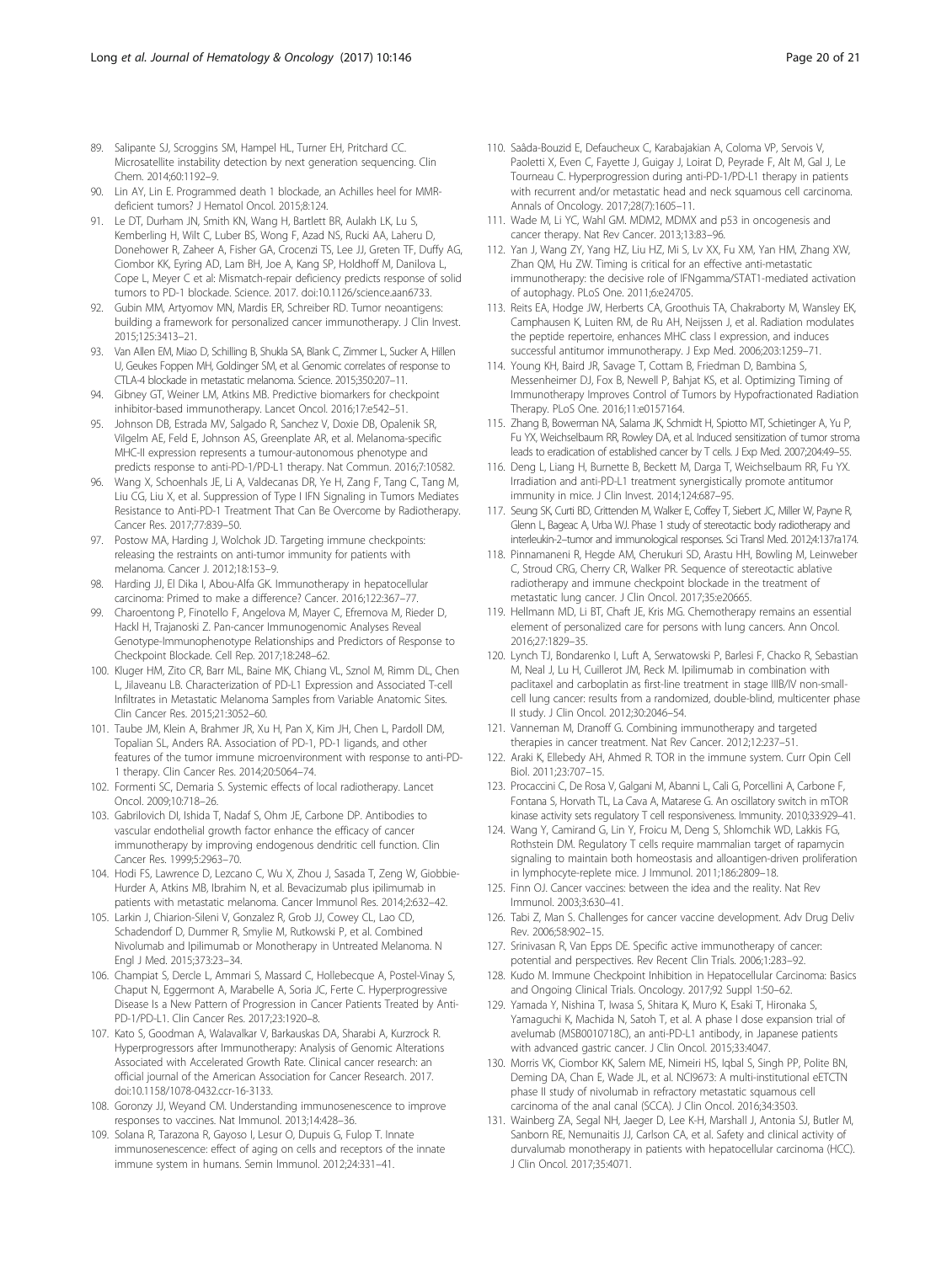89. Salipante SJ, Scroggins SM, Hampel HL, Turner EH, Pritchard CC. Microsatellite instability detection by next generation sequencing. Clin Chem. 2014;60:1192–9.
90. Lin AY, Lin E. Programmed death 1 blockade, an Achilles heel for MMR-deficient tumors? J Hematol Oncol. 2015;8:124.
91. Le DT, Durham JN, Smith KN, Wang H, Bartlett BR, Aulakh LK, Lu S, Kemberling H, Wilt C, Luber BS, Wong F, Azad NS, Rucki AA, Laheru D, Donehower R, Zaheer A, Fisher GA, Crocenzi TS, Lee JJ, Greten TF, Duffy AG, Ciombor KK, Eyring AD, Lam BH, Joe A, Kang SP, Holdhoff M, Danilova L, Cope L, Meyer C et al: Mismatch-repair deficiency predicts response of solid tumors to PD-1 blockade. Science. 2017. doi:10.1126/science.aan6733.
92. Gubin MM, Artyomov MN, Mardis ER, Schreiber RD. Tumor neoantigens: building a framework for personalized cancer immunotherapy. J Clin Invest. 2015;125:3413–21.
93. Van Allen EM, Miao D, Schilling B, Shukla SA, Blank C, Zimmer L, Sucker A, Hillen U, Geukes Foppen MH, Goldinger SM, et al. Genomic correlates of response to CTLA-4 blockade in metastatic melanoma. Science. 2015;350:207–11.
94. Gibney GT, Weiner LM, Atkins MB. Predictive biomarkers for checkpoint inhibitor-based immunotherapy. Lancet Oncol. 2016;17:e542–51.
95. Johnson DB, Estrada MV, Salgado R, Sanchez V, Doxie DB, Opalenik SR, Vilgelm AE, Feld E, Johnson AS, Greenplate AR, et al. Melanoma-specific MHC-II expression represents a tumour-autonomous phenotype and predicts response to anti-PD-1/PD-L1 therapy. Nat Commun. 2016;7:10582.
96. Wang X, Schoenhals JE, Li A, Valdecanas DR, Ye H, Zang F, Tang C, Tang M, Liu CG, Liu X, et al. Suppression of Type I IFN Signaling in Tumors Mediates Resistance to Anti-PD-1 Treatment That Can Be Overcome by Radiotherapy. Cancer Res. 2017;77:839–50.
97. Postow MA, Harding J, Wolchok JD. Targeting immune checkpoints: releasing the restraints on anti-tumor immunity for patients with melanoma. Cancer J. 2012;18:153–9.
98. Harding JJ, El Dika I, Abou-Alfa GK. Immunotherapy in hepatocellular carcinoma: Primed to make a difference? Cancer. 2016;122:367–77.
99. Charoentong P, Finotello F, Angelova M, Mayer C, Efremova M, Rieder D, Hackl H, Trajanoski Z. Pan-cancer Immunogenomic Analyses Reveal Genotype-Immunophenotype Relationships and Predictors of Response to Checkpoint Blockade. Cell Rep. 2017;18:248–62.
100. Kluger HM, Zito CR, Barr ML, Baine MK, Chiang VL, Sznol M, Rimm DL, Chen L, Jilaveanu LB. Characterization of PD-L1 Expression and Associated T-cell Infiltrates in Metastatic Melanoma Samples from Variable Anatomic Sites. Clin Cancer Res. 2015;21:3052–60.
101. Taube JM, Klein A, Brahmer JR, Xu H, Pan X, Kim JH, Chen L, Pardoll DM, Topalian SL, Anders RA. Association of PD-1, PD-1 ligands, and other features of the tumor immune microenvironment with response to anti-PD-1 therapy. Clin Cancer Res. 2014;20:5064–74.
102. Formenti SC, Demaria S. Systemic effects of local radiotherapy. Lancet Oncol. 2009;10:718–26.
103. Gabrilovich DI, Ishida T, Nadaf S, Ohm JE, Carbone DP. Antibodies to vascular endothelial growth factor enhance the efficacy of cancer immunotherapy by improving endogenous dendritic cell function. Clin Cancer Res. 1999;5:2963–70.
104. Hodi FS, Lawrence D, Lezcano C, Wu X, Zhou J, Sasada T, Zeng W, Giobbie-Hurder A, Atkins MB, Ibrahim N, et al. Bevacizumab plus ipilimumab in patients with metastatic melanoma. Cancer Immunol Res. 2014;2:632–42.
105. Larkin J, Chiarion-Sileni V, Gonzalez R, Grob JJ, Cowey CL, Lao CD, Schadendorf D, Dummer R, Smylie M, Rutkowski P, et al. Combined Nivolumab and Ipilimumab or Monotherapy in Untreated Melanoma. N Engl J Med. 2015;373:23–34.
106. Champiat S, Dercle L, Ammari S, Massard C, Hollebecque A, Postel-Vinay S, Chaput N, Eggermont A, Marabelle A, Soria JC, Ferte C. Hyperprogressive Disease Is a New Pattern of Progression in Cancer Patients Treated by Anti-PD-1/PD-L1. Clin Cancer Res. 2017;23:1920–8.
107. Kato S, Goodman A, Walavalkar V, Barkauskas DA, Sharabi A, Kurzrock R. Hyperprogressors after Immunotherapy: Analysis of Genomic Alterations Associated with Accelerated Growth Rate. Clinical cancer research: an official journal of the American Association for Cancer Research. 2017. doi:10.1158/1078-0432.ccr-16-3133.
108. Goronzy JJ, Weyand CM. Understanding immunosenescence to improve responses to vaccines. Nat Immunol. 2013;14:428–36.
109. Solana R, Tarazona R, Gayoso I, Lesur O, Dupuis G, Fulop T. Innate immunosenescence: effect of aging on cells and receptors of the innate immune system in humans. Semin Immunol. 2012;24:331–41.
110. Saâda-Bouzid E, Defaucheux C, Karabajakian A, Coloma VP, Servois V, Paoletti X, Even C, Fayette J, Guigay J, Loirat D, Peyrade F, Alt M, Gal J, Le Tourneau C. Hyperprogression during anti-PD-1/PD-L1 therapy in patients with recurrent and/or metastatic head and neck squamous cell carcinoma. Annals of Oncology. 2017;28(7):1605–11.
111. Wade M, Li YC, Wahl GM. MDM2, MDMX and p53 in oncogenesis and cancer therapy. Nat Rev Cancer. 2013;13:83–96.
112. Yan J, Wang ZY, Yang HZ, Liu HZ, Mi S, Lv XX, Fu XM, Yan HM, Zhang XW, Zhan QM, Hu ZW. Timing is critical for an effective anti-metastatic immunotherapy: the decisive role of IFNgamma/STAT1-mediated activation of autophagy. PLoS One. 2011;6:e24705.
113. Reits EA, Hodge JW, Herberts CA, Groothuis TA, Chakraborty M, Wansley EK, Camphausen K, Luiten RM, de Ru AH, Neijssen J, et al. Radiation modulates the peptide repertoire, enhances MHC class I expression, and induces successful antitumor immunotherapy. J Exp Med. 2006;203:1259–71.
114. Young KH, Baird JR, Savage T, Cottam B, Friedman D, Bambina S, Messenheimer DJ, Fox B, Newell P, Bahjat KS, et al. Optimizing Timing of Immunotherapy Improves Control of Tumors by Hypofractionated Radiation Therapy. PLoS One. 2016;11:e0157164.
115. Zhang B, Bowerman NA, Salama JK, Schmidt H, Spiotto MT, Schietinger A, Yu P, Fu YX, Weichselbaum RR, Rowley DA, et al. Induced sensitization of tumor stroma leads to eradication of established cancer by T cells. J Exp Med. 2007;204:49–55.
116. Deng L, Liang H, Burnette B, Beckett M, Darga T, Weichselbaum RR, Fu YX. Irradiation and anti-PD-L1 treatment synergistically promote antitumor immunity in mice. J Clin Invest. 2014;124:687–95.
117. Seung SK, Curti BD, Crittenden M, Walker E, Coffey T, Siebert JC, Miller W, Payne R, Glenn L, Bageac A, Urba WJ. Phase 1 study of stereotactic body radiotherapy and interleukin-2–tumor and immunological responses. Sci Transl Med. 2012;4:137ra174.
118. Pinnamaneni R, Hegde AM, Cherukuri SD, Arastu HH, Bowling M, Leinweber C, Stroud CRG, Cherry CR, Walker PR. Sequence of stereotactic ablative radiotherapy and immune checkpoint blockade in the treatment of metastatic lung cancer. J Clin Oncol. 2017;35:e20665.
119. Hellmann MD, Li BT, Chaft JE, Kris MG. Chemotherapy remains an essential element of personalized care for persons with lung cancers. Ann Oncol. 2016;27:1829–35.
120. Lynch TJ, Bondarenko I, Luft A, Serwatowski P, Barlesi F, Chacko R, Sebastian M, Neal J, Lu H, Cuillerot JM, Reck M. Ipilimumab in combination with paclitaxel and carboplatin as first-line treatment in stage IIIB/IV non-small-cell lung cancer: results from a randomized, double-blind, multicenter phase II study. J Clin Oncol. 2012;30:2046–54.
121. Vanneman M, Dranoff G. Combining immunotherapy and targeted therapies in cancer treatment. Nat Rev Cancer. 2012;12:237–51.
122. Araki K, Ellebedy AH, Ahmed R. TOR in the immune system. Curr Opin Cell Biol. 2011;23:707–15.
123. Procaccini C, De Rosa V, Galgani M, Abanni L, Cali G, Porcellini A, Carbone F, Fontana S, Horvath TL, La Cava A, Matarese G. An oscillatory switch in mTOR kinase activity sets regulatory T cell responsiveness. Immunity. 2010;33:929–41.
124. Wang Y, Camirand G, Lin Y, Froicu M, Deng S, Shlomchik WD, Lakkis FG, Rothstein DM. Regulatory T cells require mammalian target of rapamycin signaling to maintain both homeostasis and alloantigen-driven proliferation in lymphocyte-replete mice. J Immunol. 2011;186:2809–18.
125. Finn OJ. Cancer vaccines: between the idea and the reality. Nat Rev Immunol. 2003;3:630–41.
126. Tabi Z, Man S. Challenges for cancer vaccine development. Adv Drug Deliv Rev. 2006;58:902–15.
127. Srinivasan R, Van Epps DE. Specific active immunotherapy of cancer: potential and perspectives. Rev Recent Clin Trials. 2006;1:283–92.
128. Kudo M. Immune Checkpoint Inhibition in Hepatocellular Carcinoma: Basics and Ongoing Clinical Trials. Oncology. 2017;92 Suppl 1:50–62.
129. Yamada Y, Nishina T, Iwasa S, Shitara K, Muro K, Esaki T, Hironaka S, Yamaguchi K, Machida N, Satoh T, et al. A phase I dose expansion trial of avelumab (MSB0010718C), an anti-PD-L1 antibody, in Japanese patients with advanced gastric cancer. J Clin Oncol. 2015;33:4047.
130. Morris VK, Ciombor KK, Salem ME, Nimeiri HS, Iqbal S, Singh PP, Polite BN, Deming DA, Chan E, Wade JL, et al. NCI9673: A multi-institutional eETCTN phase II study of nivolumab in refractory metastatic squamous cell carcinoma of the anal canal (SCCA). J Clin Oncol. 2016;34:3503.
131. Wainberg ZA, Segal NH, Jaeger D, Lee K-H, Marshall J, Antonia SJ, Butler M, Sanborn RE, Nemunaitis JJ, Carlson CA, et al. Safety and clinical activity of durvalumab monotherapy in patients with hepatocellular carcinoma (HCC). J Clin Oncol. 2017;35:4071.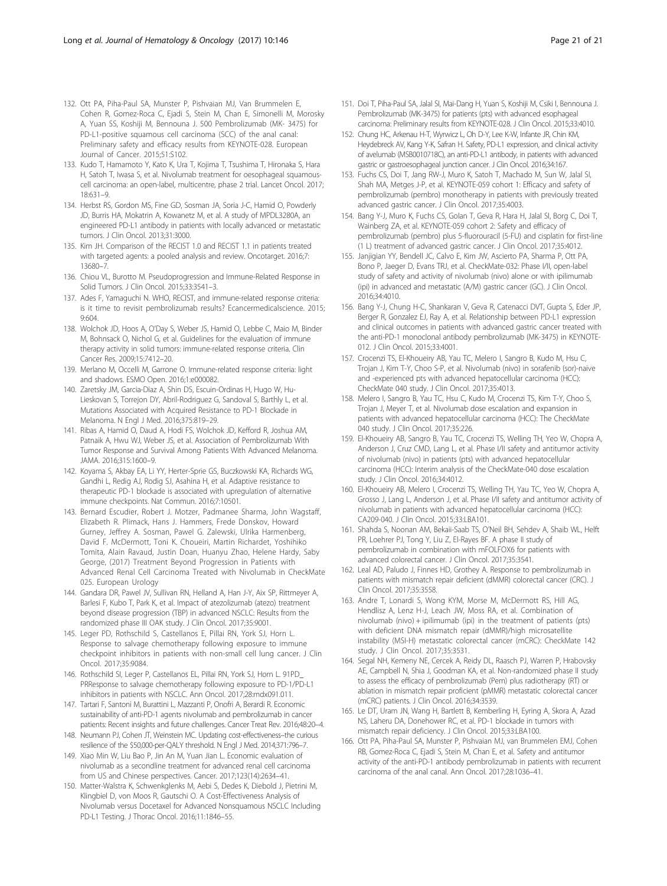132. Ott PA, Piha-Paul SA, Munster P, Pishvaian MJ, Van Brummelen E, Cohen R, Gomez-Roca C, Ejadi S, Stein M, Chan E, Simonelli M, Morosky A, Yuan SS, Koshiji M, Bennouna J. 500 Pembrolizumab (MK- 3475) for PD-L1-positive squamous cell carcinoma (SCC) of the anal canal: Preliminary safety and efficacy results from KEYNOTE-028. European Journal of Cancer. 2015;51:S102.
133. Kudo T, Hamamoto Y, Kato K, Ura T, Kojima T, Tsushima T, Hironaka S, Hara H, Satoh T, Iwasa S, et al. Nivolumab treatment for oesophageal squamous-cell carcinoma: an open-label, multicentre, phase 2 trial. Lancet Oncol. 2017; 18:631–9.
134. Herbst RS, Gordon MS, Fine GD, Sosman JA, Soria J-C, Hamid O, Powderly JD, Burris HA, Mokatrin A, Kowanetz M, et al. A study of MPDL3280A, an engineered PD-L1 antibody in patients with locally advanced or metastatic tumors. J Clin Oncol. 2013;31:3000.
135. Kim JH. Comparison of the RECIST 1.0 and RECIST 1.1 in patients treated with targeted agents: a pooled analysis and review. Oncotarget. 2016;7: 13680–7.
136. Chiou VL, Burotto M. Pseudoprogression and Immune-Related Response in Solid Tumors. J Clin Oncol. 2015;33:3541–3.
137. Ades F, Yamaguchi N. WHO, RECIST, and immune-related response criteria: is it time to revisit pembrolizumab results? Ecancermedicalscience. 2015; 9:604.
138. Wolchok JD, Hoos A, O'Day S, Weber JS, Hamid O, Lebbe C, Maio M, Binder M, Bohnsack O, Nichol G, et al. Guidelines for the evaluation of immune therapy activity in solid tumors: immune-related response criteria. Clin Cancer Res. 2009;15:7412–20.
139. Merlano M, Occelli M, Garrone O. Immune-related response criteria: light and shadows. ESMO Open. 2016;1:e000082.
140. Zaretsky JM, Garcia-Diaz A, Shin DS, Escuin-Ordinas H, Hugo W, Hu-Lieskovan S, Torrejon DY, Abril-Rodriguez G, Sandoval S, Barthly L, et al. Mutations Associated with Acquired Resistance to PD-1 Blockade in Melanoma. N Engl J Med. 2016;375:819–29.
141. Ribas A, Hamid O, Daud A, Hodi FS, Wolchok JD, Kefford R, Joshua AM, Patnaik A, Hwu WJ, Weber JS, et al. Association of Pembrolizumab With Tumor Response and Survival Among Patients With Advanced Melanoma. JAMA. 2016;315:1600–9.
142. Koyama S, Akbay EA, Li YY, Herter-Sprie GS, Buczkowski KA, Richards WG, Gandhi L, Redig AJ, Rodig SJ, Asahina H, et al. Adaptive resistance to therapeutic PD-1 blockade is associated with upregulation of alternative immune checkpoints. Nat Commun. 2016;7:10501.
143. Bernard Escudier, Robert J. Motzer, Padmanee Sharma, John Wagstaff, Elizabeth R. Plimack, Hans J. Hammers, Frede Donskov, Howard Gurney, Jeffrey A. Sosman, Pawel G. Zalewski, Ulrika Harmenberg, David F. McDermott, Toni K. Choueiri, Martin Richardet, Yoshihiko Tomita, Alain Ravaud, Justin Doan, Huanyu Zhao, Helene Hardy, Saby George, (2017) Treatment Beyond Progression in Patients with Advanced Renal Cell Carcinoma Treated with Nivolumab in CheckMate 025. European Urology
144. Gandara DR, Pawel JV, Sullivan RN, Helland A, Han J-Y, Aix SP, Rittmeyer A, Barlesi F, Kubo T, Park K, et al. Impact of atezolizumab (atezo) treatment beyond disease progression (TBP) in advanced NSCLC: Results from the randomized phase III OAK study. J Clin Oncol. 2017;35:9001.
145. Leger PD, Rothschild S, Castellanos E, Pillai RN, York SJ, Horn L. Response to salvage chemotherapy following exposure to immune checkpoint inhibitors in patients with non-small cell lung cancer. J Clin Oncol. 2017;35:9084.
146. Rothschild SI, Leger P, Castellanos EL, Pillai RN, York SJ, Horn L. 91PD_ PRResponse to salvage chemotherapy following exposure to PD-1/PD-L1 inhibitors in patients with NSCLC. Ann Oncol. 2017;28:mdx091.011.
147. Tartari F, Santoni M, Burattini L, Mazzanti P, Onofri A, Berardi R. Economic sustainability of anti-PD-1 agents nivolumab and pembrolizumab in cancer patients: Recent insights and future challenges. Cancer Treat Rev. 2016;48:20–4.
148. Neumann PJ, Cohen JT, Weinstein MC. Updating cost-effectiveness–the curious resilience of the $50,000-per-QALY threshold. N Engl J Med. 2014;371:796–7.
149. Xiao Min W, Liu Bao P, Jin An M, Yuan Jian L. Economic evaluation of nivolumab as a secondline treatment for advanced renal cell carcinoma from US and Chinese perspectives. Cancer. 2017;123(14):2634–41.
150. Matter-Walstra K, Schwenkglenks M, Aebi S, Dedes K, Diebold J, Pietrini M, Klingbiel D, von Moos R, Gautschi O. A Cost-Effectiveness Analysis of Nivolumab versus Docetaxel for Advanced Nonsquamous NSCLC Including PD-L1 Testing. J Thorac Oncol. 2016;11:1846–55.
151. Doi T, Piha-Paul SA, Jalal SI, Mai-Dang H, Yuan S, Koshiji M, Csiki I, Bennouna J. Pembrolizumab (MK-3475) for patients (pts) with advanced esophageal carcinoma: Preliminary results from KEYNOTE-028. J Clin Oncol. 2015;33:4010.
152. Chung HC, Arkenau H-T, Wyrwicz L, Oh D-Y, Lee K-W, Infante JR, Chin KM, Heydebreck AV, Kang Y-K, Safran H. Safety, PD-L1 expression, and clinical activity of avelumab (MSB0010718C), an anti-PD-L1 antibody, in patients with advanced gastric or gastroesophageal junction cancer. J Clin Oncol. 2016;34:167.
153. Fuchs CS, Doi T, Jang RW-J, Muro K, Satoh T, Machado M, Sun W, Jalal SI, Shah MA, Metges J-P, et al. KEYNOTE-059 cohort 1: Efficacy and safety of pembrolizumab (pembro) monotherapy in patients with previously treated advanced gastric cancer. J Clin Oncol. 2017;35:4003.
154. Bang Y-J, Muro K, Fuchs CS, Golan T, Geva R, Hara H, Jalal SI, Borg C, Doi T, Wainberg ZA, et al. KEYNOTE-059 cohort 2: Safety and efficacy of pembrolizumab (pembro) plus 5-fluorouracil (5-FU) and cisplatin for first-line (1 L) treatment of advanced gastric cancer. J Clin Oncol. 2017;35:4012.
155. Janjigian YY, Bendell JC, Calvo E, Kim JW, Ascierto PA, Sharma P, Ott PA, Bono P, Jaeger D, Evans TRJ, et al. CheckMate-032: Phase I/II, open-label study of safety and activity of nivolumab (nivo) alone or with ipilimumab (ipi) in advanced and metastatic (A/M) gastric cancer (GC). J Clin Oncol. 2016;34:4010.
156. Bang Y-J, Chung H-C, Shankaran V, Geva R, Catenacci DVT, Gupta S, Eder JP, Berger R, Gonzalez EJ, Ray A, et al. Relationship between PD-L1 expression and clinical outcomes in patients with advanced gastric cancer treated with the anti-PD-1 monoclonal antibody pembrolizumab (MK-3475) in KEYNOTE-012. J Clin Oncol. 2015;33:4001.
157. Crocenzi TS, El-Khoueiry AB, Yau TC, Melero I, Sangro B, Kudo M, Hsu C, Trojan J, Kim T-Y, Choo S-P, et al. Nivolumab (nivo) in sorafenib (sor)-naive and -experienced pts with advanced hepatocellular carcinoma (HCC): CheckMate 040 study. J Clin Oncol. 2017;35:4013.
158. Melero I, Sangro B, Yau TC, Hsu C, Kudo M, Crocenzi TS, Kim T-Y, Choo S, Trojan J, Meyer T, et al. Nivolumab dose escalation and expansion in patients with advanced hepatocellular carcinoma (HCC): The CheckMate 040 study. J Clin Oncol. 2017;35:226.
159. El-Khoueiry AB, Sangro B, Yau TC, Crocenzi TS, Welling TH, Yeo W, Chopra A, Anderson J, Cruz CMD, Lang L, et al. Phase I/II safety and antitumor activity of nivolumab (nivo) in patients (pts) with advanced hepatocellular carcinoma (HCC): Interim analysis of the CheckMate-040 dose escalation study. J Clin Oncol. 2016;34:4012.
160. El-Khoueiry AB, Melero I, Crocenzi TS, Welling TH, Yau TC, Yeo W, Chopra A, Grosso J, Lang L, Anderson J, et al. Phase I/II safety and antitumor activity of nivolumab in patients with advanced hepatocellular carcinoma (HCC): CA209-040. J Clin Oncol. 2015;33:LBA101.
161. Shahda S, Noonan AM, Bekaii-Saab TS, O'Neil BH, Sehdev A, Shaib WL, Helft PR, Loehrer PJ, Tong Y, Liu Z, El-Rayes BF. A phase II study of pembrolizumab in combination with mFOLFOX6 for patients with advanced colorectal cancer. J Clin Oncol. 2017;35:3541.
162. Leal AD, Paludo J, Finnes HD, Grothey A. Response to pembrolizumab in patients with mismatch repair deficient (dMMR) colorectal cancer (CRC). J Clin Oncol. 2017;35:3558.
163. Andre T, Lonardi S, Wong KYM, Morse M, McDermott RS, Hill AG, Hendlisz A, Lenz H-J, Leach JW, Moss RA, et al. Combination of nivolumab (nivo) + ipilimumab (ipi) in the treatment of patients (pts) with deficient DNA mismatch repair (dMMR)/high microsatellite instability (MSI-H) metastatic colorectal cancer (mCRC): CheckMate 142 study. J Clin Oncol. 2017;35:3531.
164. Segal NH, Kemeny NE, Cercek A, Reidy DL, Raasch PJ, Warren P, Hrabovsky AE, Campbell N, Shia J, Goodman KA, et al. Non-randomized phase II study to assess the efficacy of pembrolizumab (Pem) plus radiotherapy (RT) or ablation in mismatch repair proficient (pMMR) metastatic colorectal cancer (mCRC) patients. J Clin Oncol. 2016;34:3539.
165. Le DT, Uram JN, Wang H, Bartlett B, Kemberling H, Eyring A, Skora A, Azad NS, Laheru DA, Donehower RC, et al. PD-1 blockade in tumors with mismatch repair deficiency. J Clin Oncol. 2015;33:LBA100.
166. Ott PA, Piha-Paul SA, Munster P, Pishvaian MJ, van Brummelen EMJ, Cohen RB, Gomez-Roca C, Ejadi S, Stein M, Chan E, et al. Safety and antitumor activity of the anti-PD-1 antibody pembrolizumab in patients with recurrent carcinoma of the anal canal. Ann Oncol. 2017;28:1036–41.